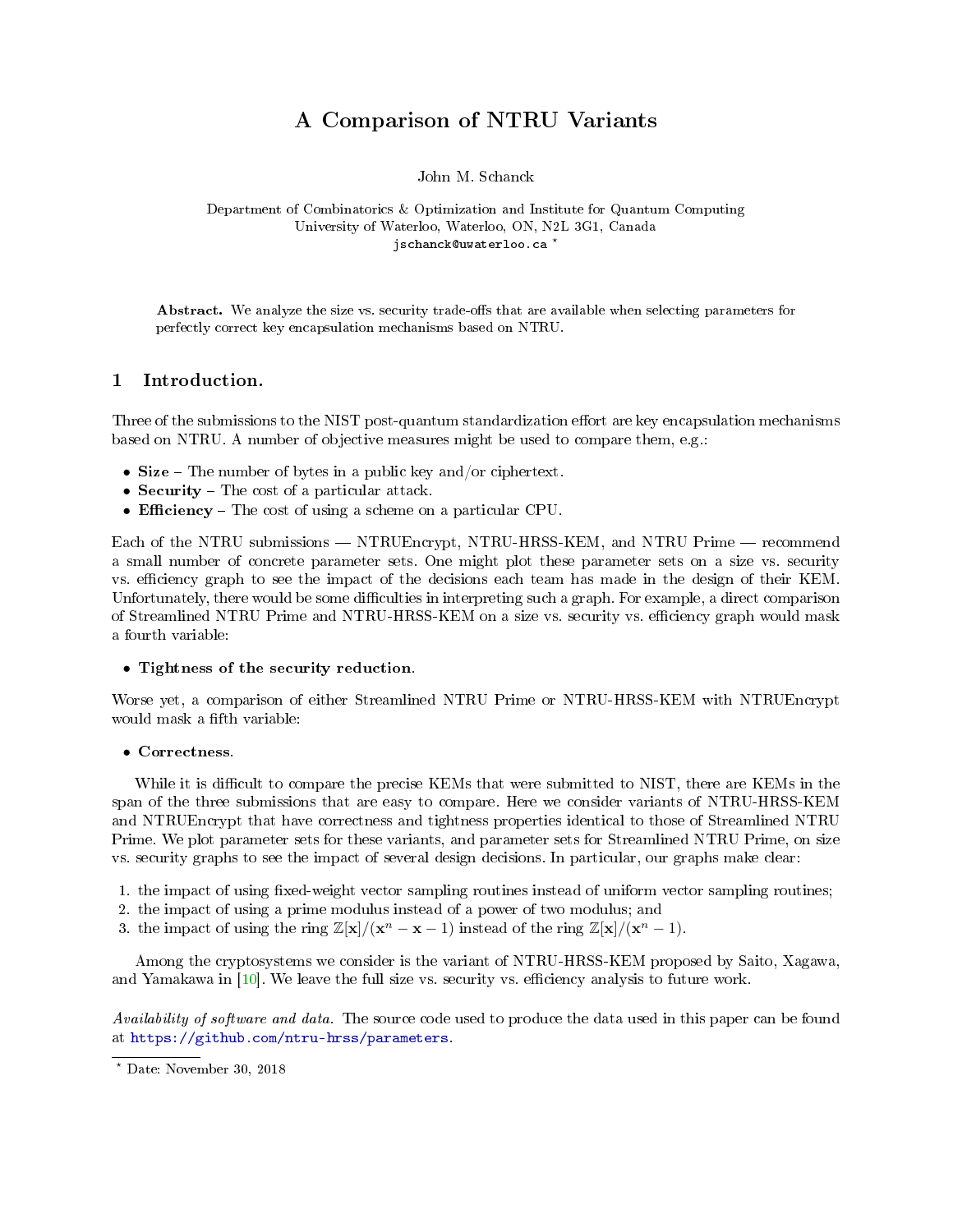# A Comparison of NTRU Variants

John M. Schanck

Department of Combinatorics & Optimization and Institute for Quantum Computing
University of Waterloo, Waterloo, ON, N2L 3G1, Canada
jschanck@uwaterloo.ca *

**Abstract.** We analyze the size vs. security trade-offs that are available when selecting parameters for perfectly correct key encapsulation mechanisms based on NTRU.

## 1 Introduction.

Three of the submissions to the NIST post-quantum standardization effort are key encapsulation mechanisms based on NTRU. A number of objective measures might be used to compare them, e.g.:

- **Size** – The number of bytes in a public key and/or ciphertext.
- **Security** – The cost of a particular attack.
- **Efficiency** – The cost of using a scheme on a particular CPU.

Each of the NTRU submissions — NTRUEncrypt, NTRU-HRSS-KEM, and NTRU Prime — recommend a small number of concrete parameter sets. One might plot these parameter sets on a size vs. security vs. efficiency graph to see the impact of the decisions each team has made in the design of their KEM. Unfortunately, there would be some difficulties in interpreting such a graph. For example, a direct comparison of Streamlined NTRU Prime and NTRU-HRSS-KEM on a size vs. security vs. efficiency graph would mask a fourth variable:

- **Tightness of the security reduction**.

Worse yet, a comparison of either Streamlined NTRU Prime or NTRU-HRSS-KEM with NTRUEncrypt would mask a fifth variable:

- **Correctness**.

While it is difficult to compare the precise KEMs that were submitted to NIST, there are KEMs in the span of the three submissions that are easy to compare. Here we consider variants of NTRU-HRSS-KEM and NTRUEncrypt that have correctness and tightness properties identical to those of Streamlined NTRU Prime. We plot parameter sets for these variants, and parameter sets for Streamlined NTRU Prime, on size vs. security graphs to see the impact of several design decisions. In particular, our graphs make clear:

1. the impact of using fixed-weight vector sampling routines instead of uniform vector sampling routines;
2. the impact of using a prime modulus instead of a power of two modulus; and
3. the impact of using the ring $\mathbb{Z}[\mathbf{x}]/(\mathbf{x}^n - \mathbf{x} - 1)$ instead of the ring $\mathbb{Z}[\mathbf{x}]/(\mathbf{x}^n - 1)$.

Among the cryptosystems we consider is the variant of NTRU-HRSS-KEM proposed by Saito, Xagawa, and Yamakawa in [10]. We leave the full size vs. security vs. efficiency analysis to future work.

*Availability of software and data.* The source code used to produce the data used in this paper can be found at https://github.com/ntru-hrss/parameters.

* Date: November 30, 2018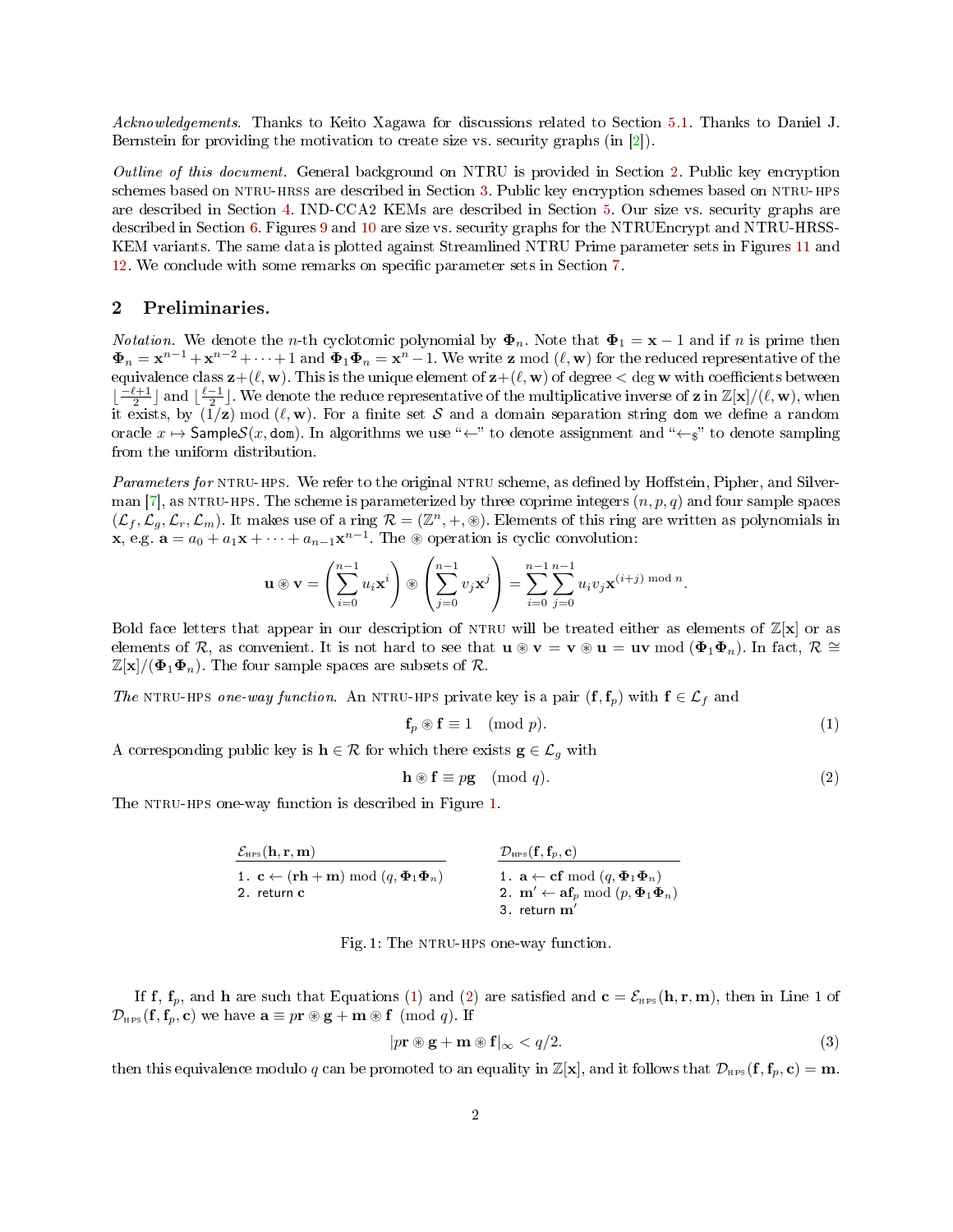*Acknowledgements.* Thanks to Keito Xagawa for discussions related to Section 5.1. Thanks to Daniel J. Bernstein for providing the motivation to create size vs. security graphs (in [2]).

*Outline of this document.* General background on NTRU is provided in Section 2. Public key encryption schemes based on NTRU-HRSS are described in Section 3. Public key encryption schemes based on NTRU-HPS are described in Section 4. IND-CCA2 KEMs are described in Section 5. Our size vs. security graphs are described in Section 6. Figures 9 and 10 are size vs. security graphs for the NTRUEncrypt and NTRU-HRSS-KEM variants. The same data is plotted against Streamlined NTRU Prime parameter sets in Figures 11 and 12. We conclude with some remarks on specific parameter sets in Section 7.

## 2 Preliminaries.

*Notation.* We denote the $n$-th cyclotomic polynomial by $\mathbf{\Phi}_n$. Note that $\mathbf{\Phi}_1 = \mathbf{x} - 1$ and if $n$ is prime then $\mathbf{\Phi}_n = \mathbf{x}^{n-1} + \mathbf{x}^{n-2} + \cdots + 1$ and $\mathbf{\Phi}_1\mathbf{\Phi}_n = \mathbf{x}^n - 1$. We write $\mathbf{z} \bmod (\ell, \mathbf{w})$ for the reduced representative of the equivalence class $\mathbf{z} + (\ell, \mathbf{w})$. This is the unique element of $\mathbf{z} + (\ell, \mathbf{w})$ of degree $< \deg \mathbf{w}$ with coefficients between $\lfloor \frac{-\ell+1}{2} \rfloor$ and $\lfloor \frac{\ell-1}{2} \rfloor$. We denote the reduce representative of the multiplicative inverse of $\mathbf{z}$ in $\mathbb{Z}[\mathbf{x}]/(\ell, \mathbf{w})$, when it exists, by $(1/\mathbf{z}) \bmod (\ell, \mathbf{w})$. For a finite set $\mathcal{S}$ and a domain separation string $\mathtt{dom}$ we define a random oracle $x \mapsto \mathsf{Sample}\mathcal{S}(x, \mathtt{dom})$. In algorithms we use "$\leftarrow$" to denote assignment and "$\leftarrow_\$$" to denote sampling from the uniform distribution.

*Parameters for* NTRU-HPS. We refer to the original NTRU scheme, as defined by Hoffstein, Pipher, and Silverman [7], as NTRU-HPS. The scheme is parameterized by three coprime integers $(n, p, q)$ and four sample spaces $(\mathcal{L}_f, \mathcal{L}_g, \mathcal{L}_r, \mathcal{L}_m)$. It makes use of a ring $\mathcal{R} = (\mathbb{Z}^n, +, \circledast)$. Elements of this ring are written as polynomials in $\mathbf{x}$, e.g. $\mathbf{a} = a_0 + a_1\mathbf{x} + \cdots + a_{n-1}\mathbf{x}^{n-1}$. The $\circledast$ operation is cyclic convolution:

$$\mathbf{u} \circledast \mathbf{v} = \left( \sum_{i=0}^{n-1} u_i \mathbf{x}^i \right) \circledast \left( \sum_{j=0}^{n-1} v_j \mathbf{x}^j \right) = \sum_{i=0}^{n-1} \sum_{j=0}^{n-1} u_i v_j \mathbf{x}^{(i+j) \bmod n}.$$

Bold face letters that appear in our description of NTRU will be treated either as elements of $\mathbb{Z}[\mathbf{x}]$ or as elements of $\mathcal{R}$, as convenient. It is not hard to see that $\mathbf{u} \circledast \mathbf{v} = \mathbf{v} \circledast \mathbf{u} = \mathbf{uv} \bmod (\mathbf{\Phi}_1\mathbf{\Phi}_n)$. In fact, $\mathcal{R} \cong \mathbb{Z}[\mathbf{x}]/(\mathbf{\Phi}_1\mathbf{\Phi}_n)$. The four sample spaces are subsets of $\mathcal{R}$.

*The* NTRU-HPS *one-way function.* An NTRU-HPS private key is a pair $(\mathbf{f}, \mathbf{f}_p)$ with $\mathbf{f} \in \mathcal{L}_f$ and

$$\mathbf{f}_p \circledast \mathbf{f} \equiv 1 \pmod{p}. \tag{1}$$

A corresponding public key is $\mathbf{h} \in \mathcal{R}$ for which there exists $\mathbf{g} \in \mathcal{L}_g$ with

$$\mathbf{h} \circledast \mathbf{f} \equiv p\mathbf{g} \pmod{q}. \tag{2}$$

The NTRU-HPS one-way function is described in Figure 1.

| $\mathcal{E}_{\text{HPS}}(\mathbf{h}, \mathbf{r}, \mathbf{m})$ | $\mathcal{D}_{\text{HPS}}(\mathbf{f}, \mathbf{f}_p, \mathbf{c})$ |
|---|---|
| 1. $\mathbf{c} \leftarrow (\mathbf{rh} + \mathbf{m}) \bmod (q, \mathbf{\Phi}_1\mathbf{\Phi}_n)$ | 1. $\mathbf{a} \leftarrow \mathbf{cf} \bmod (q, \mathbf{\Phi}_1\mathbf{\Phi}_n)$ |
| 2. return $\mathbf{c}$ | 2. $\mathbf{m}' \leftarrow \mathbf{af}_p \bmod (p, \mathbf{\Phi}_1\mathbf{\Phi}_n)$ |
| | 3. return $\mathbf{m}'$ |

Fig. 1: The NTRU-HPS one-way function.

If $\mathbf{f}$, $\mathbf{f}_p$, and $\mathbf{h}$ are such that Equations (1) and (2) are satisfied and $\mathbf{c} = \mathcal{E}_{\text{HPS}}(\mathbf{h}, \mathbf{r}, \mathbf{m})$, then in Line 1 of $\mathcal{D}_{\text{HPS}}(\mathbf{f}, \mathbf{f}_p, \mathbf{c})$ we have $\mathbf{a} \equiv p\mathbf{r} \circledast \mathbf{g} + \mathbf{m} \circledast \mathbf{f} \pmod{q}$. If

$$|p\mathbf{r} \circledast \mathbf{g} + \mathbf{m} \circledast \mathbf{f}|_\infty < q/2. \tag{3}$$

then this equivalence modulo $q$ can be promoted to an equality in $\mathbb{Z}[\mathbf{x}]$, and it follows that $\mathcal{D}_{\text{HPS}}(\mathbf{f}, \mathbf{f}_p, \mathbf{c}) = \mathbf{m}$.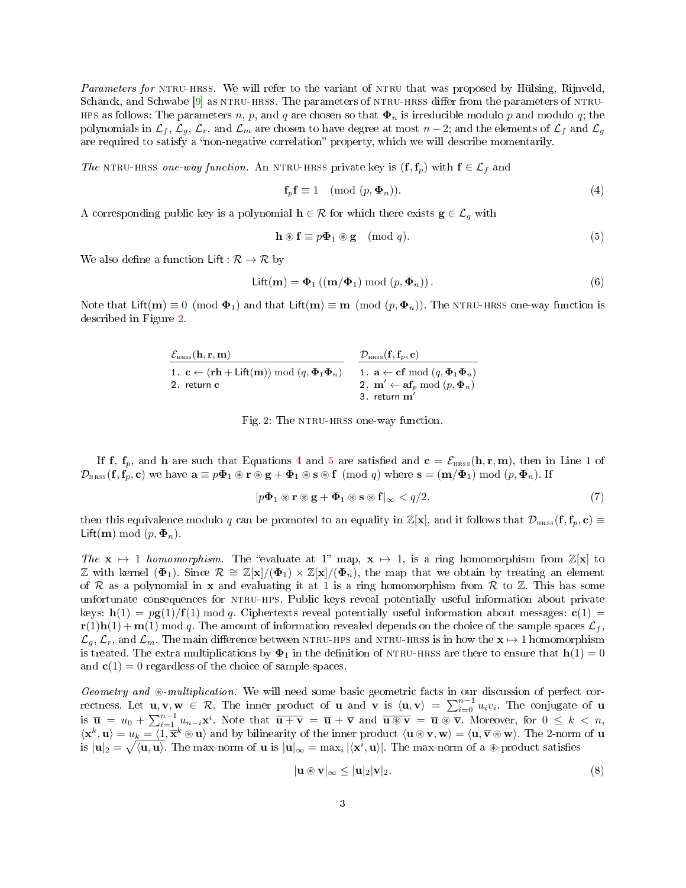*Parameters for* NTRU-HRSS*.* We will refer to the variant of NTRU that was proposed by Hülsing, Rijnveld, Schanck, and Schwabe [9] as NTRU-HRSS. The parameters of NTRU-HRSS differ from the parameters of NTRU-HPS as follows: The parameters $n$, $p$, and $q$ are chosen so that $\mathbf{\Phi}_n$ is irreducible modulo $p$ and modulo $q$; the polynomials in $\mathcal{L}_f$, $\mathcal{L}_g$, $\mathcal{L}_r$, and $\mathcal{L}_m$ are chosen to have degree at most $n-2$; and the elements of $\mathcal{L}_f$ and $\mathcal{L}_g$ are required to satisfy a "non-negative correlation" property, which we will describe momentarily.

*The* NTRU-HRSS *one-way function.* An NTRU-HRSS private key is $(\mathbf{f}, \mathbf{f}_p)$ with $\mathbf{f} \in \mathcal{L}_f$ and

$$\mathbf{f}_p \mathbf{f} \equiv 1 \pmod{(p, \mathbf{\Phi}_n)}. \tag{4}$$

A corresponding public key is a polynomial $\mathbf{h} \in \mathcal{R}$ for which there exists $\mathbf{g} \in \mathcal{L}_g$ with

$$\mathbf{h} \circledast \mathbf{f} \equiv p\mathbf{\Phi}_1 \circledast \mathbf{g} \pmod{q}. \tag{5}$$

We also define a function $\mathsf{Lift} : \mathcal{R} \to \mathcal{R}$ by

$$\mathsf{Lift}(\mathbf{m}) = \mathbf{\Phi}_1\left((\mathbf{m}/\mathbf{\Phi}_1) \bmod (p, \mathbf{\Phi}_n)\right). \tag{6}$$

Note that $\mathsf{Lift}(\mathbf{m}) \equiv 0 \pmod{\mathbf{\Phi}_1}$ and that $\mathsf{Lift}(\mathbf{m}) \equiv \mathbf{m} \pmod{(p, \mathbf{\Phi}_n)}$. The NTRU-HRSS one-way function is described in Figure 2.

| $\mathcal{E}_{\text{HRSS}}(\mathbf{h}, \mathbf{r}, \mathbf{m})$ | $\mathcal{D}_{\text{HRSS}}(\mathbf{f}, \mathbf{f}_p, \mathbf{c})$ |
|---|---|
| 1. $\mathbf{c} \leftarrow (\mathbf{rh} + \mathsf{Lift}(\mathbf{m})) \bmod (q, \mathbf{\Phi}_1\mathbf{\Phi}_n)$ | 1. $\mathbf{a} \leftarrow \mathbf{cf} \bmod (q, \mathbf{\Phi}_1\mathbf{\Phi}_n)$ |
| 2. return $\mathbf{c}$ | 2. $\mathbf{m}' \leftarrow \mathbf{af}_p \bmod (p, \mathbf{\Phi}_n)$ |
| | 3. return $\mathbf{m}'$ |

Fig. 2: The NTRU-HRSS one-way function.

If $\mathbf{f}$, $\mathbf{f}_p$, and $\mathbf{h}$ are such that Equations 4 and 5 are satisfied and $\mathbf{c} = \mathcal{E}_{\text{HRSS}}(\mathbf{h}, \mathbf{r}, \mathbf{m})$, then in Line 1 of $\mathcal{D}_{\text{HRSS}}(\mathbf{f}, \mathbf{f}_p, \mathbf{c})$ we have $\mathbf{a} \equiv p\mathbf{\Phi}_1 \circledast \mathbf{r} \circledast \mathbf{g} + \mathbf{\Phi}_1 \circledast \mathbf{s} \circledast \mathbf{f} \pmod{q}$ where $\mathbf{s} = (\mathbf{m}/\mathbf{\Phi}_1) \bmod (p, \mathbf{\Phi}_n)$. If

$$|p\mathbf{\Phi}_1 \circledast \mathbf{r} \circledast \mathbf{g} + \mathbf{\Phi}_1 \circledast \mathbf{s} \circledast \mathbf{f}|_\infty < q/2. \tag{7}$$

then this equivalence modulo $q$ can be promoted to an equality in $\mathbb{Z}[\mathbf{x}]$, and it follows that $\mathcal{D}_{\text{HRSS}}(\mathbf{f}, \mathbf{f}_p, \mathbf{c}) \equiv \mathsf{Lift}(\mathbf{m}) \bmod (p, \mathbf{\Phi}_n)$.

*The* $\mathbf{x} \mapsto 1$ *homomorphism.* The "evaluate at 1" map, $\mathbf{x} \mapsto 1$, is a ring homomorphism from $\mathbb{Z}[\mathbf{x}]$ to $\mathbb{Z}$ with kernel $(\mathbf{\Phi}_1)$. Since $\mathcal{R} \cong \mathbb{Z}[\mathbf{x}]/(\mathbf{\Phi}_1) \times \mathbb{Z}[\mathbf{x}]/(\mathbf{\Phi}_n)$, the map that we obtain by treating an element of $\mathcal{R}$ as a polynomial in $\mathbf{x}$ and evaluating it at 1 is a ring homomorphism from $\mathcal{R}$ to $\mathbb{Z}$. This has some unfortunate consequences for NTRU-HPS. Public keys reveal potentially useful information about private keys: $\mathbf{h}(1) = p\mathbf{g}(1)/\mathbf{f}(1) \bmod q$. Ciphertexts reveal potentially useful information about messages: $\mathbf{c}(1) = \mathbf{r}(1)\mathbf{h}(1) + \mathbf{m}(1) \bmod q$. The amount of information revealed depends on the choice of the sample spaces $\mathcal{L}_f$, $\mathcal{L}_g$, $\mathcal{L}_r$, and $\mathcal{L}_m$. The main difference between NTRU-HPS and NTRU-HRSS is in how the $\mathbf{x} \mapsto 1$ homomorphism is treated. The extra multiplications by $\mathbf{\Phi}_1$ in the definition of NTRU-HRSS are there to ensure that $\mathbf{h}(1) = 0$ and $\mathbf{c}(1) = 0$ regardless of the choice of sample spaces.

*Geometry and* $\circledast$*-multiplication.* We will need some basic geometric facts in our discussion of perfect correctness. Let $\mathbf{u}, \mathbf{v}, \mathbf{w} \in \mathcal{R}$. The inner product of $\mathbf{u}$ and $\mathbf{v}$ is $\langle \mathbf{u}, \mathbf{v} \rangle = \sum_{i=0}^{n-1} u_i v_i$. The conjugate of $\mathbf{u}$ is $\overline{\mathbf{u}} = u_0 + \sum_{i=1}^{n-1} u_{n-i}\mathbf{x}^i$. Note that $\overline{\mathbf{u} + \mathbf{v}} = \overline{\mathbf{u}} + \overline{\mathbf{v}}$ and $\overline{\mathbf{u} \circledast \mathbf{v}} = \overline{\mathbf{u}} \circledast \overline{\mathbf{v}}$. Moreover, for $0 \le k < n$, $\langle \mathbf{x}^k, \mathbf{u} \rangle = u_k = \langle 1, \overline{\mathbf{x}}^k \circledast \mathbf{u} \rangle$ and by bilinearity of the inner product $\langle \mathbf{u} \circledast \mathbf{v}, \mathbf{w} \rangle = \langle \mathbf{u}, \overline{\mathbf{v}} \circledast \mathbf{w} \rangle$. The 2-norm of $\mathbf{u}$ is $|\mathbf{u}|_2 = \sqrt{\langle \mathbf{u}, \mathbf{u} \rangle}$. The max-norm of $\mathbf{u}$ is $|\mathbf{u}|_\infty = \max_i |\langle \mathbf{x}^i, \mathbf{u} \rangle|$. The max-norm of a $\circledast$-product satisfies

$$|\mathbf{u} \circledast \mathbf{v}|_\infty \le |\mathbf{u}|_2 |\mathbf{v}|_2. \tag{8}$$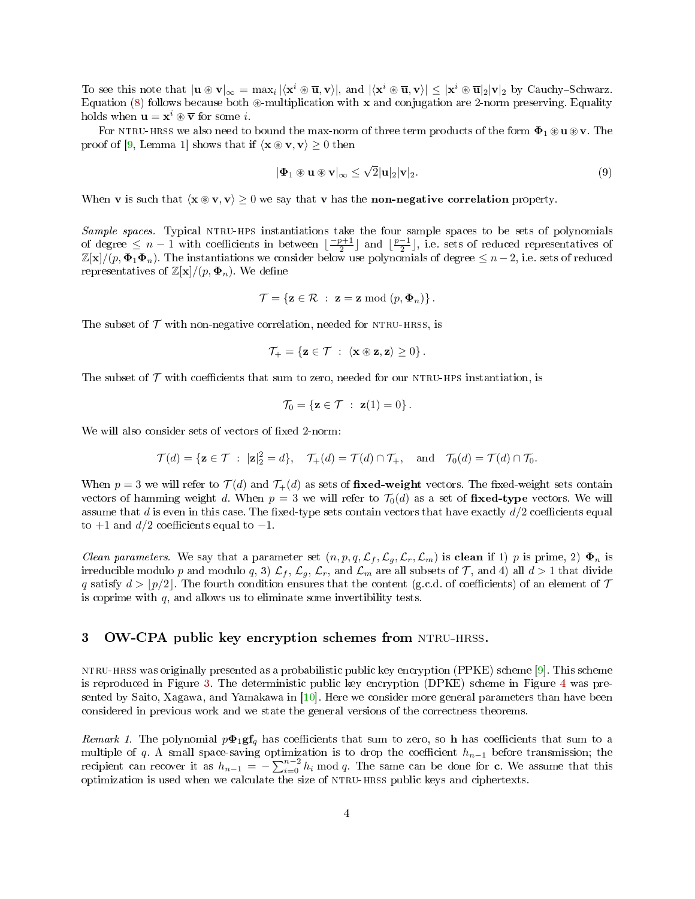To see this note that $|\mathbf{u} \circledast \mathbf{v}|_\infty = \max_i |\langle \mathbf{x}^i \circledast \overline{\mathbf{u}}, \mathbf{v}\rangle|$, and $|\langle \mathbf{x}^i \circledast \overline{\mathbf{u}}, \mathbf{v}\rangle| \leq |\mathbf{x}^i \circledast \overline{\mathbf{u}}|_2 |\mathbf{v}|_2$ by Cauchy–Schwarz. Equation (8) follows because both $\circledast$-multiplication with $\mathbf{x}$ and conjugation are 2-norm preserving. Equality holds when $\mathbf{u} = \mathbf{x}^i \circledast \overline{\mathbf{v}}$ for some $i$.

For NTRU-HRSS we also need to bound the max-norm of three term products of the form $\mathbf{\Phi}_1 \circledast \mathbf{u} \circledast \mathbf{v}$. The proof of [9, Lemma 1] shows that if $\langle \mathbf{x} \circledast \mathbf{v}, \mathbf{v}\rangle \geq 0$ then

$$|\mathbf{\Phi}_1 \circledast \mathbf{u} \circledast \mathbf{v}|_\infty \leq \sqrt{2}|\mathbf{u}|_2|\mathbf{v}|_2. \tag{9}$$

When $\mathbf{v}$ is such that $\langle \mathbf{x} \circledast \mathbf{v}, \mathbf{v}\rangle \geq 0$ we say that $\mathbf{v}$ has the **non-negative correlation** property.

*Sample spaces.* Typical NTRU-HPS instantiations take the four sample spaces to be sets of polynomials of degree $\leq n-1$ with coefficients in between $\lfloor \frac{-p+1}{2} \rfloor$ and $\lfloor \frac{p-1}{2} \rfloor$, i.e. sets of reduced representatives of $\mathbb{Z}[\mathbf{x}]/(p, \mathbf{\Phi}_1\mathbf{\Phi}_n)$. The instantiations we consider below use polynomials of degree $\leq n-2$, i.e. sets of reduced representatives of $\mathbb{Z}[\mathbf{x}]/(p, \mathbf{\Phi}_n)$. We define

$$\mathcal{T} = \{\mathbf{z} \in \mathcal{R} \; : \; \mathbf{z} = \mathbf{z} \bmod (p, \mathbf{\Phi}_n)\}.$$

The subset of $\mathcal{T}$ with non-negative correlation, needed for NTRU-HRSS, is

$$\mathcal{T}_+ = \{\mathbf{z} \in \mathcal{T} \; : \; \langle \mathbf{x} \circledast \mathbf{z}, \mathbf{z}\rangle \geq 0\}.$$

The subset of $\mathcal{T}$ with coefficients that sum to zero, needed for our NTRU-HPS instantiation, is

$$\mathcal{T}_0 = \{\mathbf{z} \in \mathcal{T} \; : \; \mathbf{z}(1) = 0\}.$$

We will also consider sets of vectors of fixed 2-norm:

$$\mathcal{T}(d) = \{\mathbf{z} \in \mathcal{T} \; : \; |\mathbf{z}|_2^2 = d\}, \quad \mathcal{T}_+(d) = \mathcal{T}(d) \cap \mathcal{T}_+, \quad \text{and} \quad \mathcal{T}_0(d) = \mathcal{T}(d) \cap \mathcal{T}_0.$$

When $p = 3$ we will refer to $\mathcal{T}(d)$ and $\mathcal{T}_+(d)$ as sets of **fixed-weight** vectors. The fixed-weight sets contain vectors of hamming weight $d$. When $p = 3$ we will refer to $\mathcal{T}_0(d)$ as a set of **fixed-type** vectors. We will assume that $d$ is even in this case. The fixed-type sets contain vectors that have exactly $d/2$ coefficients equal to $+1$ and $d/2$ coefficients equal to $-1$.

*Clean parameters.* We say that a parameter set $(n, p, q, \mathcal{L}_f, \mathcal{L}_g, \mathcal{L}_r, \mathcal{L}_m)$ is **clean** if 1) $p$ is prime, 2) $\mathbf{\Phi}_n$ is irreducible modulo $p$ and modulo $q$, 3) $\mathcal{L}_f$, $\mathcal{L}_g$, $\mathcal{L}_r$, and $\mathcal{L}_m$ are all subsets of $\mathcal{T}$, and 4) all $d > 1$ that divide $q$ satisfy $d > \lfloor p/2 \rfloor$. The fourth condition ensures that the content (g.c.d. of coefficients) of an element of $\mathcal{T}$ is coprime with $q$, and allows us to eliminate some invertibility tests.

## 3 OW-CPA public key encryption schemes from NTRU-HRSS.

NTRU-HRSS was originally presented as a probabilistic public key encryption (PPKE) scheme [9]. This scheme is reproduced in Figure 3. The deterministic public key encryption (DPKE) scheme in Figure 4 was presented by Saito, Xagawa, and Yamakawa in [10]. Here we consider more general parameters than have been considered in previous work and we state the general versions of the correctness theorems.

*Remark 1.* The polynomial $p\mathbf{\Phi}_1\mathbf{g}\mathbf{f}_q$ has coefficients that sum to zero, so $\mathbf{h}$ has coefficients that sum to a multiple of $q$. A small space-saving optimization is to drop the coefficient $h_{n-1}$ before transmission; the recipient can recover it as $h_{n-1} = -\sum_{i=0}^{n-2} h_i \bmod q$. The same can be done for $\mathbf{c}$. We assume that this optimization is used when we calculate the size of NTRU-HRSS public keys and ciphertexts.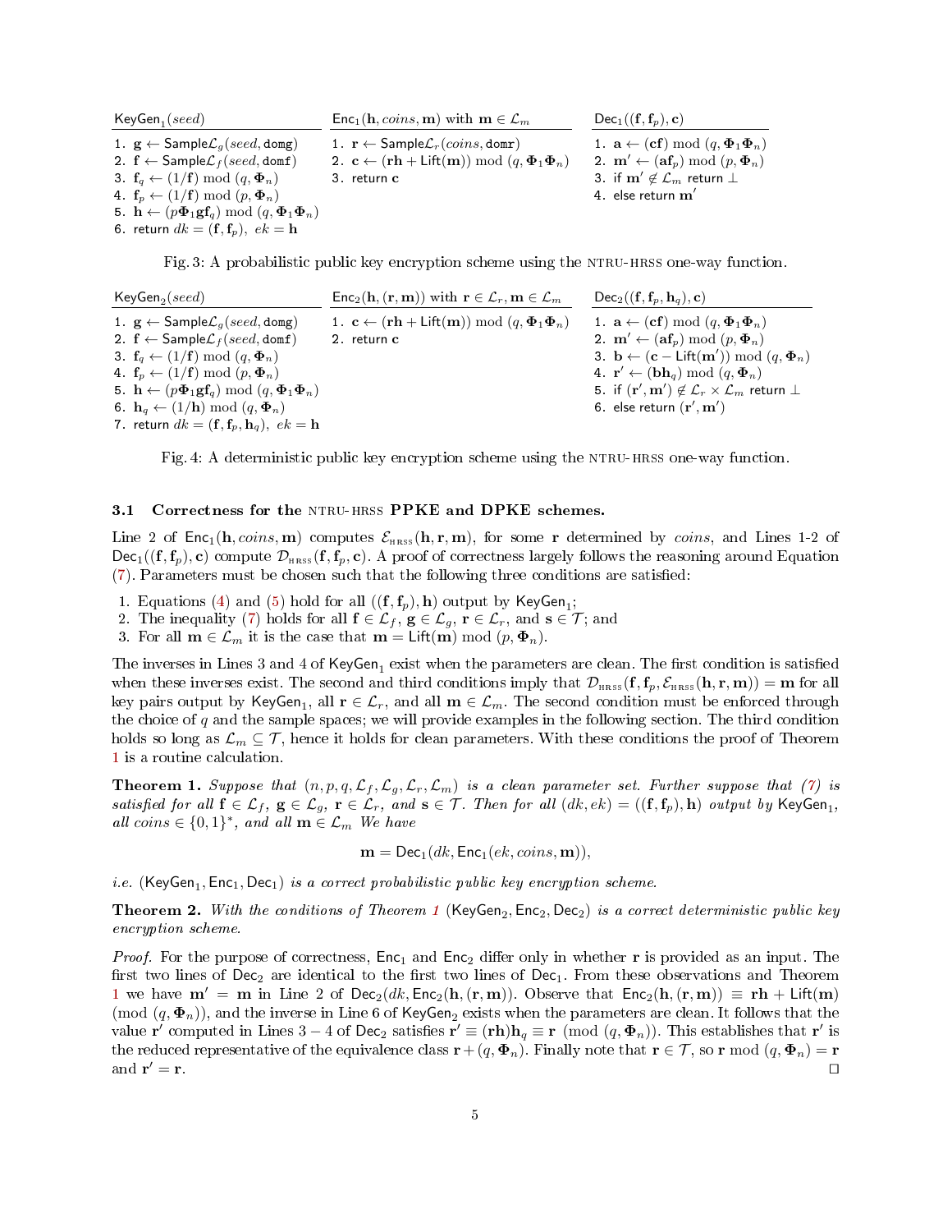| $\mathsf{KeyGen}_1(seed)$ | $\mathsf{Enc}_1(\mathbf{h}, coins, \mathbf{m})$ with $\mathbf{m} \in \mathcal{L}_m$ | $\mathsf{Dec}_1((\mathbf{f}, \mathbf{f}_p), \mathbf{c})$ |
|---|---|---|
| 1. $\mathbf{g} \leftarrow \mathsf{Sample}\mathcal{L}_g(seed, \mathtt{domg})$ | 1. $\mathbf{r} \leftarrow \mathsf{Sample}\mathcal{L}_r(coins, \mathtt{domr})$ | 1. $\mathbf{a} \leftarrow (\mathbf{cf}) \bmod (q, \mathbf{\Phi}_1\mathbf{\Phi}_n)$ |
| 2. $\mathbf{f} \leftarrow \mathsf{Sample}\mathcal{L}_f(seed, \mathtt{domf})$ | 2. $\mathbf{c} \leftarrow (\mathbf{rh} + \mathsf{Lift}(\mathbf{m})) \bmod (q, \mathbf{\Phi}_1\mathbf{\Phi}_n)$ | 2. $\mathbf{m}' \leftarrow (\mathbf{af}_p) \bmod (p, \mathbf{\Phi}_n)$ |
| 3. $\mathbf{f}_q \leftarrow (1/\mathbf{f}) \bmod (q, \mathbf{\Phi}_n)$ | 3. return $\mathbf{c}$ | 3. if $\mathbf{m}' \notin \mathcal{L}_m$ return $\bot$ |
| 4. $\mathbf{f}_p \leftarrow (1/\mathbf{f}) \bmod (p, \mathbf{\Phi}_n)$ | | 4. else return $\mathbf{m}'$ |
| 5. $\mathbf{h} \leftarrow (p\mathbf{\Phi}_1\mathbf{g}\mathbf{f}_q) \bmod (q, \mathbf{\Phi}_1\mathbf{\Phi}_n)$ | | |
| 6. return $dk = (\mathbf{f}, \mathbf{f}_p),\ ek = \mathbf{h}$ | | |

Fig. 3: A probabilistic public key encryption scheme using the NTRU-HRSS one-way function.

| $\mathsf{KeyGen}_2(seed)$ | $\mathsf{Enc}_2(\mathbf{h}, (\mathbf{r}, \mathbf{m}))$ with $\mathbf{r} \in \mathcal{L}_r, \mathbf{m} \in \mathcal{L}_m$ | $\mathsf{Dec}_2((\mathbf{f}, \mathbf{f}_p, \mathbf{h}_q), \mathbf{c})$ |
|---|---|---|
| 1. $\mathbf{g} \leftarrow \mathsf{Sample}\mathcal{L}_g(seed, \mathtt{domg})$ | 1. $\mathbf{c} \leftarrow (\mathbf{rh} + \mathsf{Lift}(\mathbf{m})) \bmod (q, \mathbf{\Phi}_1\mathbf{\Phi}_n)$ | 1. $\mathbf{a} \leftarrow (\mathbf{cf}) \bmod (q, \mathbf{\Phi}_1\mathbf{\Phi}_n)$ |
| 2. $\mathbf{f} \leftarrow \mathsf{Sample}\mathcal{L}_f(seed, \mathtt{domf})$ | 2. return $\mathbf{c}$ | 2. $\mathbf{m}' \leftarrow (\mathbf{af}_p) \bmod (p, \mathbf{\Phi}_n)$ |
| 3. $\mathbf{f}_q \leftarrow (1/\mathbf{f}) \bmod (q, \mathbf{\Phi}_n)$ | | 3. $\mathbf{b} \leftarrow (\mathbf{c} - \mathsf{Lift}(\mathbf{m}')) \bmod (q, \mathbf{\Phi}_n)$ |
| 4. $\mathbf{f}_p \leftarrow (1/\mathbf{f}) \bmod (p, \mathbf{\Phi}_n)$ | | 4. $\mathbf{r}' \leftarrow (\mathbf{b}\mathbf{h}_q) \bmod (q, \mathbf{\Phi}_n)$ |
| 5. $\mathbf{h} \leftarrow (p\mathbf{\Phi}_1\mathbf{g}\mathbf{f}_q) \bmod (q, \mathbf{\Phi}_1\mathbf{\Phi}_n)$ | | 5. if $(\mathbf{r}', \mathbf{m}') \notin \mathcal{L}_r \times \mathcal{L}_m$ return $\bot$ |
| 6. $\mathbf{h}_q \leftarrow (1/\mathbf{h}) \bmod (q, \mathbf{\Phi}_n)$ | | 6. else return $(\mathbf{r}', \mathbf{m}')$ |
| 7. return $dk = (\mathbf{f}, \mathbf{f}_p, \mathbf{h}_q),\ ek = \mathbf{h}$ | | |

Fig. 4: A deterministic public key encryption scheme using the NTRU-HRSS one-way function.

### 3.1 Correctness for the NTRU-HRSS PPKE and DPKE schemes.

Line 2 of $\mathsf{Enc}_1(\mathbf{h}, coins, \mathbf{m})$ computes $\mathcal{E}_{\text{HRSS}}(\mathbf{h}, \mathbf{r}, \mathbf{m})$, for some $\mathbf{r}$ determined by $coins$, and Lines 1-2 of $\mathsf{Dec}_1((\mathbf{f}, \mathbf{f}_p), \mathbf{c})$ compute $\mathcal{D}_{\text{HRSS}}(\mathbf{f}, \mathbf{f}_p, \mathbf{c})$. A proof of correctness largely follows the reasoning around Equation (7). Parameters must be chosen such that the following three conditions are satisfied:

1. Equations (4) and (5) hold for all $((\mathbf{f}, \mathbf{f}_p), \mathbf{h})$ output by $\mathsf{KeyGen}_1$;
2. The inequality (7) holds for all $\mathbf{f} \in \mathcal{L}_f$, $\mathbf{g} \in \mathcal{L}_g$, $\mathbf{r} \in \mathcal{L}_r$, and $\mathbf{s} \in \mathcal{T}$; and
3. For all $\mathbf{m} \in \mathcal{L}_m$ it is the case that $\mathbf{m} = \mathsf{Lift}(\mathbf{m}) \bmod (p, \mathbf{\Phi}_n)$.

The inverses in Lines 3 and 4 of $\mathsf{KeyGen}_1$ exist when the parameters are clean. The first condition is satisfied when these inverses exist. The second and third conditions imply that $\mathcal{D}_{\text{HRSS}}(\mathbf{f}, \mathbf{f}_p, \mathcal{E}_{\text{HRSS}}(\mathbf{h}, \mathbf{r}, \mathbf{m})) = \mathbf{m}$ for all key pairs output by $\mathsf{KeyGen}_1$, all $\mathbf{r} \in \mathcal{L}_r$, and all $\mathbf{m} \in \mathcal{L}_m$. The second condition must be enforced through the choice of $q$ and the sample spaces; we will provide examples in the following section. The third condition holds so long as $\mathcal{L}_m \subseteq \mathcal{T}$, hence it holds for clean parameters. With these conditions the proof of Theorem 1 is a routine calculation.

**Theorem 1.** *Suppose that $(n, p, q, \mathcal{L}_f, \mathcal{L}_g, \mathcal{L}_r, \mathcal{L}_m)$ is a clean parameter set. Further suppose that (7) is satisfied for all $\mathbf{f} \in \mathcal{L}_f$, $\mathbf{g} \in \mathcal{L}_g$, $\mathbf{r} \in \mathcal{L}_r$, and $\mathbf{s} \in \mathcal{T}$. Then for all $(dk, ek) = ((\mathbf{f}, \mathbf{f}_p), \mathbf{h})$ output by $\mathsf{KeyGen}_1$, all $coins \in \{0,1\}^*$, and all $\mathbf{m} \in \mathcal{L}_m$ We have*

$$\mathbf{m} = \mathsf{Dec}_1(dk, \mathsf{Enc}_1(ek, coins, \mathbf{m})),$$

*i.e.* $(\mathsf{KeyGen}_1, \mathsf{Enc}_1, \mathsf{Dec}_1)$ *is a correct probabilistic public key encryption scheme.*

**Theorem 2.** *With the conditions of Theorem 1* $(\mathsf{KeyGen}_2, \mathsf{Enc}_2, \mathsf{Dec}_2)$ *is a correct deterministic public key encryption scheme.*

*Proof.* For the purpose of correctness, $\mathsf{Enc}_1$ and $\mathsf{Enc}_2$ differ only in whether $\mathbf{r}$ is provided as an input. The first two lines of $\mathsf{Dec}_2$ are identical to the first two lines of $\mathsf{Dec}_1$. From these observations and Theorem 1 we have $\mathbf{m}' = \mathbf{m}$ in Line 2 of $\mathsf{Dec}_2(dk, \mathsf{Enc}_2(\mathbf{h}, (\mathbf{r}, \mathbf{m}))$. Observe that $\mathsf{Enc}_2(\mathbf{h}, (\mathbf{r}, \mathbf{m})) \equiv \mathbf{rh} + \mathsf{Lift}(\mathbf{m})$ $(\bmod\ (q, \mathbf{\Phi}_n))$, and the inverse in Line 6 of $\mathsf{KeyGen}_2$ exists when the parameters are clean. It follows that the value $\mathbf{r}'$ computed in Lines $3-4$ of $\mathsf{Dec}_2$ satisfies $\mathbf{r}' \equiv (\mathbf{rh})\mathbf{h}_q \equiv \mathbf{r} \pmod{(q, \mathbf{\Phi}_n)}$. This establishes that $\mathbf{r}'$ is the reduced representative of the equivalence class $\mathbf{r} + (q, \mathbf{\Phi}_n)$. Finally note that $\mathbf{r} \in \mathcal{T}$, so $\mathbf{r} \bmod (q, \mathbf{\Phi}_n) = \mathbf{r}$ and $\mathbf{r}' = \mathbf{r}$. $\square$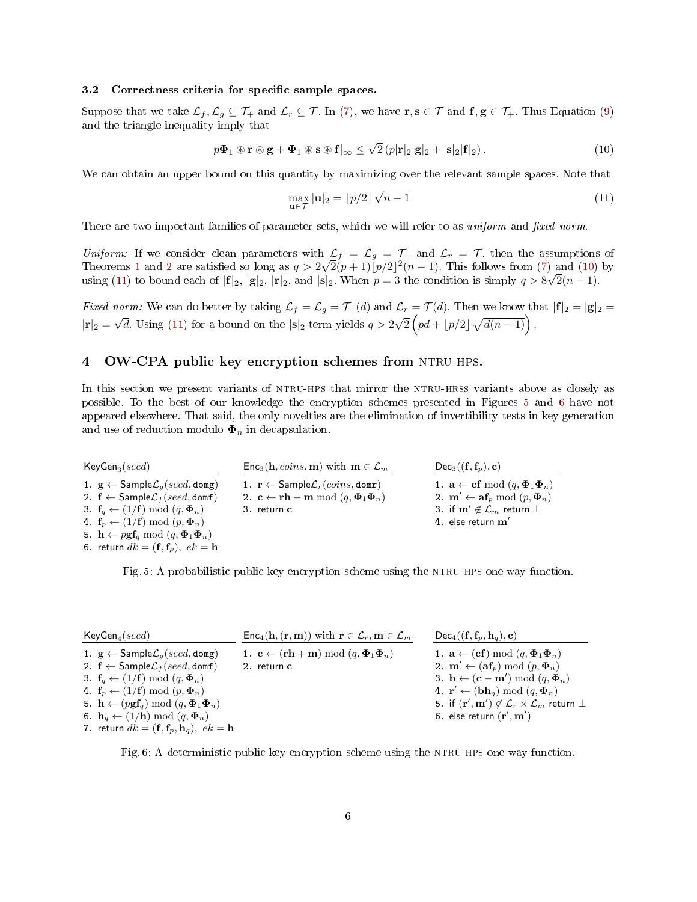### 3.2 Correctness criteria for specific sample spaces.

Suppose that we take $\mathcal{L}_f, \mathcal{L}_g \subseteq \mathcal{T}_+$ and $\mathcal{L}_r \subseteq \mathcal{T}$. In (7), we have $\mathbf{r}, \mathbf{s} \in \mathcal{T}$ and $\mathbf{f}, \mathbf{g} \in \mathcal{T}_+$. Thus Equation (9) and the triangle inequality imply that

$$|p\mathbf{\Phi}_1 \circledast \mathbf{r} \circledast \mathbf{g} + \mathbf{\Phi}_1 \circledast \mathbf{s} \circledast \mathbf{f}|_\infty \leq \sqrt{2}\,(p|\mathbf{r}|_2|\mathbf{g}|_2 + |\mathbf{s}|_2|\mathbf{f}|_2)\,. \tag{10}$$

We can obtain an upper bound on this quantity by maximizing over the relevant sample spaces. Note that

$$\max_{\mathbf{u}\in\mathcal{T}} |\mathbf{u}|_2 = \lfloor p/2 \rfloor \sqrt{n-1} \tag{11}$$

There are two important families of parameter sets, which we will refer to as *uniform* and *fixed norm*.

*Uniform:* If we consider clean parameters with $\mathcal{L}_f = \mathcal{L}_g = \mathcal{T}_+$ and $\mathcal{L}_r = \mathcal{T}$, then the assumptions of Theorems 1 and 2 are satisfied so long as $q > 2\sqrt{2}(p+1)\lfloor p/2 \rfloor^2(n-1)$. This follows from (7) and (10) by using (11) to bound each of $|\mathbf{f}|_2$, $|\mathbf{g}|_2$, $|\mathbf{r}|_2$, and $|\mathbf{s}|_2$. When $p = 3$ the condition is simply $q > 8\sqrt{2}(n-1)$.

*Fixed norm:* We can do better by taking $\mathcal{L}_f = \mathcal{L}_g = \mathcal{T}_+(d)$ and $\mathcal{L}_r = \mathcal{T}(d)$. Then we know that $|\mathbf{f}|_2 = |\mathbf{g}|_2 = |\mathbf{r}|_2 = \sqrt{d}$. Using (11) for a bound on the $|\mathbf{s}|_2$ term yields $q > 2\sqrt{2}\left(pd + \lfloor p/2 \rfloor \sqrt{d(n-1)}\right)$.

## 4 OW-CPA public key encryption schemes from NTRU-HPS.

In this section we present variants of NTRU-HPS that mirror the NTRU-HRSS variants above as closely as possible. To the best of our knowledge the encryption schemes presented in Figures 5 and 6 have not appeared elsewhere. That said, the only novelties are the elimination of invertibility tests in key generation and use of reduction modulo $\mathbf{\Phi}_n$ in decapsulation.

**$\mathsf{KeyGen}_3(seed)$**

1. $\mathbf{g} \leftarrow \mathsf{Sample}\mathcal{L}_g(seed, \mathtt{domg})$
2. $\mathbf{f} \leftarrow \mathsf{Sample}\mathcal{L}_f(seed, \mathtt{domf})$
3. $\mathbf{f}_q \leftarrow (1/\mathbf{f}) \bmod (q, \mathbf{\Phi}_n)$
4. $\mathbf{f}_p \leftarrow (1/\mathbf{f}) \bmod (p, \mathbf{\Phi}_n)$
5. $\mathbf{h} \leftarrow p\mathbf{g}\mathbf{f}_q \bmod (q, \mathbf{\Phi}_1\mathbf{\Phi}_n)$
6. return $dk = (\mathbf{f}, \mathbf{f}_p),\ ek = \mathbf{h}$

**$\mathsf{Enc}_3(\mathbf{h}, coins, \mathbf{m})$ with $\mathbf{m} \in \mathcal{L}_m$**

1. $\mathbf{r} \leftarrow \mathsf{Sample}\mathcal{L}_r(coins, \mathtt{domr})$
2. $\mathbf{c} \leftarrow \mathbf{r}\mathbf{h} + \mathbf{m} \bmod (q, \mathbf{\Phi}_1\mathbf{\Phi}_n)$
3. return $\mathbf{c}$

**$\mathsf{Dec}_3((\mathbf{f}, \mathbf{f}_p), \mathbf{c})$**

1. $\mathbf{a} \leftarrow \mathbf{c}\mathbf{f} \bmod (q, \mathbf{\Phi}_1\mathbf{\Phi}_n)$
2. $\mathbf{m}' \leftarrow \mathbf{a}\mathbf{f}_p \bmod (p, \mathbf{\Phi}_n)$
3. if $\mathbf{m}' \notin \mathcal{L}_m$ return $\perp$
4. else return $\mathbf{m}'$

Fig. 5: A probabilistic public key encryption scheme using the NTRU-HPS one-way function.

**$\mathsf{KeyGen}_4(seed)$**

1. $\mathbf{g} \leftarrow \mathsf{Sample}\mathcal{L}_g(seed, \mathtt{domg})$
2. $\mathbf{f} \leftarrow \mathsf{Sample}\mathcal{L}_f(seed, \mathtt{domf})$
3. $\mathbf{f}_q \leftarrow (1/\mathbf{f}) \bmod (q, \mathbf{\Phi}_n)$
4. $\mathbf{f}_p \leftarrow (1/\mathbf{f}) \bmod (p, \mathbf{\Phi}_n)$
5. $\mathbf{h} \leftarrow (p\mathbf{g}\mathbf{f}_q) \bmod (q, \mathbf{\Phi}_1\mathbf{\Phi}_n)$
6. $\mathbf{h}_q \leftarrow (1/\mathbf{h}) \bmod (q, \mathbf{\Phi}_n)$
7. return $dk = (\mathbf{f}, \mathbf{f}_p, \mathbf{h}_q),\ ek = \mathbf{h}$

**$\mathsf{Enc}_4(\mathbf{h}, (\mathbf{r}, \mathbf{m}))$ with $\mathbf{r} \in \mathcal{L}_r, \mathbf{m} \in \mathcal{L}_m$**

1. $\mathbf{c} \leftarrow (\mathbf{r}\mathbf{h} + \mathbf{m}) \bmod (q, \mathbf{\Phi}_1\mathbf{\Phi}_n)$
2. return $\mathbf{c}$

**$\mathsf{Dec}_4((\mathbf{f}, \mathbf{f}_p, \mathbf{h}_q), \mathbf{c})$**

1. $\mathbf{a} \leftarrow (\mathbf{c}\mathbf{f}) \bmod (q, \mathbf{\Phi}_1\mathbf{\Phi}_n)$
2. $\mathbf{m}' \leftarrow (\mathbf{a}\mathbf{f}_p) \bmod (p, \mathbf{\Phi}_n)$
3. $\mathbf{b} \leftarrow (\mathbf{c} - \mathbf{m}') \bmod (q, \mathbf{\Phi}_n)$
4. $\mathbf{r}' \leftarrow (\mathbf{b}\mathbf{h}_q) \bmod (q, \mathbf{\Phi}_n)$
5. if $(\mathbf{r}', \mathbf{m}') \notin \mathcal{L}_r \times \mathcal{L}_m$ return $\perp$
6. else return $(\mathbf{r}', \mathbf{m}')$

Fig. 6: A deterministic public key encryption scheme using the NTRU-HPS one-way function.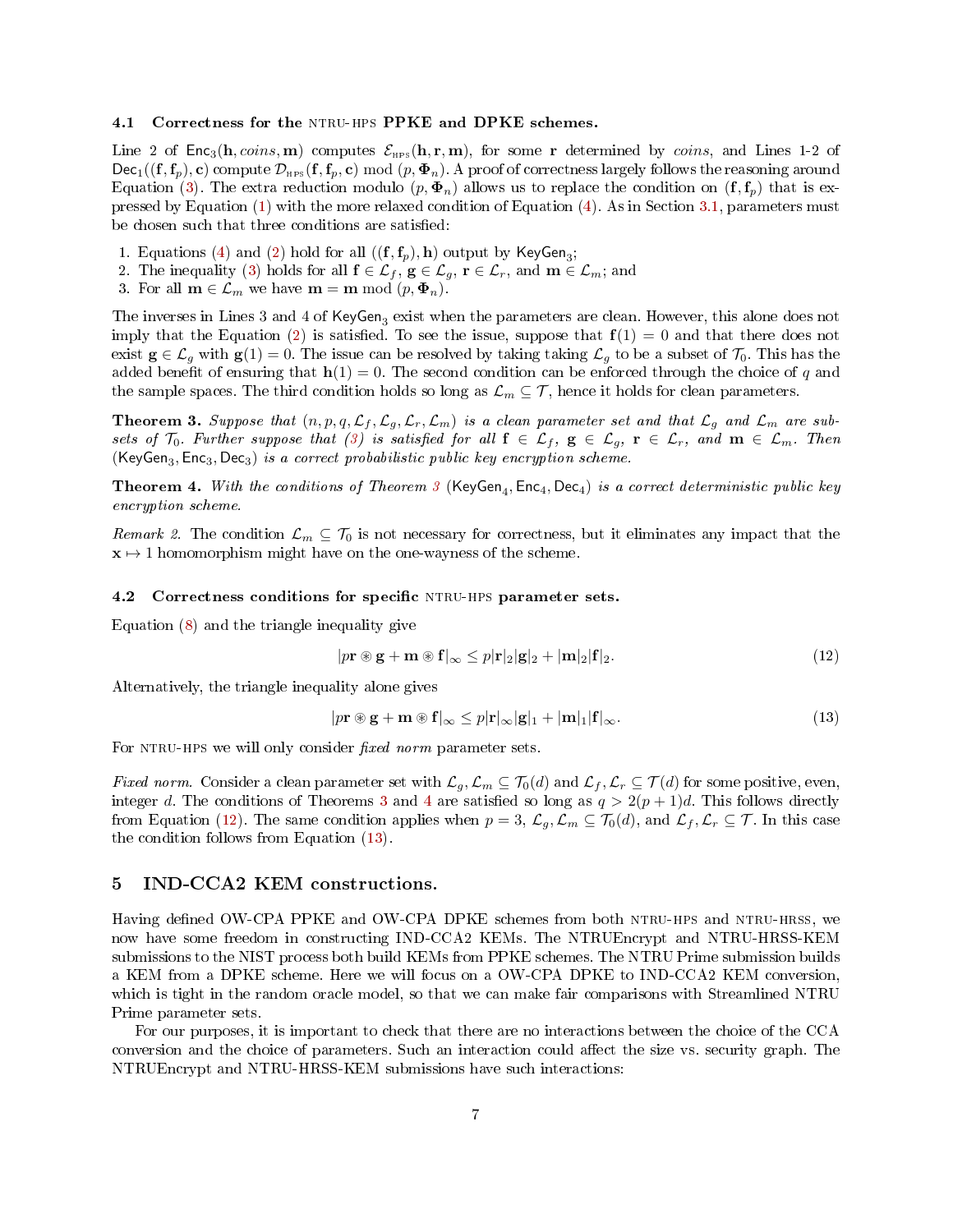### 4.1 Correctness for the NTRU-HPS PPKE and DPKE schemes.

Line 2 of $\mathsf{Enc}_3(\mathbf{h}, coins, \mathbf{m})$ computes $\mathcal{E}_{\text{HPS}}(\mathbf{h}, \mathbf{r}, \mathbf{m})$, for some $\mathbf{r}$ determined by *coins*, and Lines 1-2 of $\mathsf{Dec}_1((\mathbf{f}, \mathbf{f}_p), \mathbf{c})$ compute $\mathcal{D}_{\text{HPS}}(\mathbf{f}, \mathbf{f}_p, \mathbf{c}) \bmod (p, \mathbf{\Phi}_n)$. A proof of correctness largely follows the reasoning around Equation (3). The extra reduction modulo $(p, \mathbf{\Phi}_n)$ allows us to replace the condition on $(\mathbf{f}, \mathbf{f}_p)$ that is expressed by Equation (1) with the more relaxed condition of Equation (4). As in Section 3.1, parameters must be chosen such that three conditions are satisfied:

1. Equations (4) and (2) hold for all $((\mathbf{f}, \mathbf{f}_p), \mathbf{h})$ output by $\mathsf{KeyGen}_3$;
2. The inequality (3) holds for all $\mathbf{f} \in \mathcal{L}_f$, $\mathbf{g} \in \mathcal{L}_g$, $\mathbf{r} \in \mathcal{L}_r$, and $\mathbf{m} \in \mathcal{L}_m$; and
3. For all $\mathbf{m} \in \mathcal{L}_m$ we have $\mathbf{m} = \mathbf{m} \bmod (p, \mathbf{\Phi}_n)$.

The inverses in Lines 3 and 4 of $\mathsf{KeyGen}_3$ exist when the parameters are clean. However, this alone does not imply that the Equation (2) is satisfied. To see the issue, suppose that $\mathbf{f}(1) = 0$ and that there does not exist $\mathbf{g} \in \mathcal{L}_g$ with $\mathbf{g}(1) = 0$. The issue can be resolved by taking taking $\mathcal{L}_g$ to be a subset of $\mathcal{T}_0$. This has the added benefit of ensuring that $\mathbf{h}(1) = 0$. The second condition can be enforced through the choice of $q$ and the sample spaces. The third condition holds so long as $\mathcal{L}_m \subseteq \mathcal{T}$, hence it holds for clean parameters.

**Theorem 3.** *Suppose that $(n, p, q, \mathcal{L}_f, \mathcal{L}_g, \mathcal{L}_r, \mathcal{L}_m)$ is a clean parameter set and that $\mathcal{L}_g$ and $\mathcal{L}_m$ are subsets of $\mathcal{T}_0$. Further suppose that (3) is satisfied for all $\mathbf{f} \in \mathcal{L}_f$, $\mathbf{g} \in \mathcal{L}_g$, $\mathbf{r} \in \mathcal{L}_r$, and $\mathbf{m} \in \mathcal{L}_m$. Then* $(\mathsf{KeyGen}_3, \mathsf{Enc}_3, \mathsf{Dec}_3)$ *is a correct probabilistic public key encryption scheme.*

**Theorem 4.** *With the conditions of Theorem 3* $(\mathsf{KeyGen}_4, \mathsf{Enc}_4, \mathsf{Dec}_4)$ *is a correct deterministic public key encryption scheme.*

*Remark 2.* The condition $\mathcal{L}_m \subseteq \mathcal{T}_0$ is not necessary for correctness, but it eliminates any impact that the $\mathbf{x} \mapsto 1$ homomorphism might have on the one-wayness of the scheme.

### 4.2 Correctness conditions for specific NTRU-HPS parameter sets.

Equation (8) and the triangle inequality give

$$|p\mathbf{r} \circledast \mathbf{g} + \mathbf{m} \circledast \mathbf{f}|_\infty \leq p|\mathbf{r}|_2|\mathbf{g}|_2 + |\mathbf{m}|_2|\mathbf{f}|_2. \tag{12}$$

Alternatively, the triangle inequality alone gives

$$|p\mathbf{r} \circledast \mathbf{g} + \mathbf{m} \circledast \mathbf{f}|_\infty \leq p|\mathbf{r}|_\infty|\mathbf{g}|_1 + |\mathbf{m}|_1|\mathbf{f}|_\infty. \tag{13}$$

For NTRU-HPS we will only consider *fixed norm* parameter sets.

*Fixed norm.* Consider a clean parameter set with $\mathcal{L}_g, \mathcal{L}_m \subseteq \mathcal{T}_0(d)$ and $\mathcal{L}_f, \mathcal{L}_r \subseteq \mathcal{T}(d)$ for some positive, even, integer $d$. The conditions of Theorems 3 and 4 are satisfied so long as $q > 2(p+1)d$. This follows directly from Equation (12). The same condition applies when $p = 3$, $\mathcal{L}_g, \mathcal{L}_m \subseteq \mathcal{T}_0(d)$, and $\mathcal{L}_f, \mathcal{L}_r \subseteq \mathcal{T}$. In this case the condition follows from Equation (13).

## 5 IND-CCA2 KEM constructions.

Having defined OW-CPA PPKE and OW-CPA DPKE schemes from both NTRU-HPS and NTRU-HRSS, we now have some freedom in constructing IND-CCA2 KEMs. The NTRUEncrypt and NTRU-HRSS-KEM submissions to the NIST process both build KEMs from PPKE schemes. The NTRU Prime submission builds a KEM from a DPKE scheme. Here we will focus on a OW-CPA DPKE to IND-CCA2 KEM conversion, which is tight in the random oracle model, so that we can make fair comparisons with Streamlined NTRU Prime parameter sets.

For our purposes, it is important to check that there are no interactions between the choice of the CCA conversion and the choice of parameters. Such an interaction could affect the size vs. security graph. The NTRUEncrypt and NTRU-HRSS-KEM submissions have such interactions: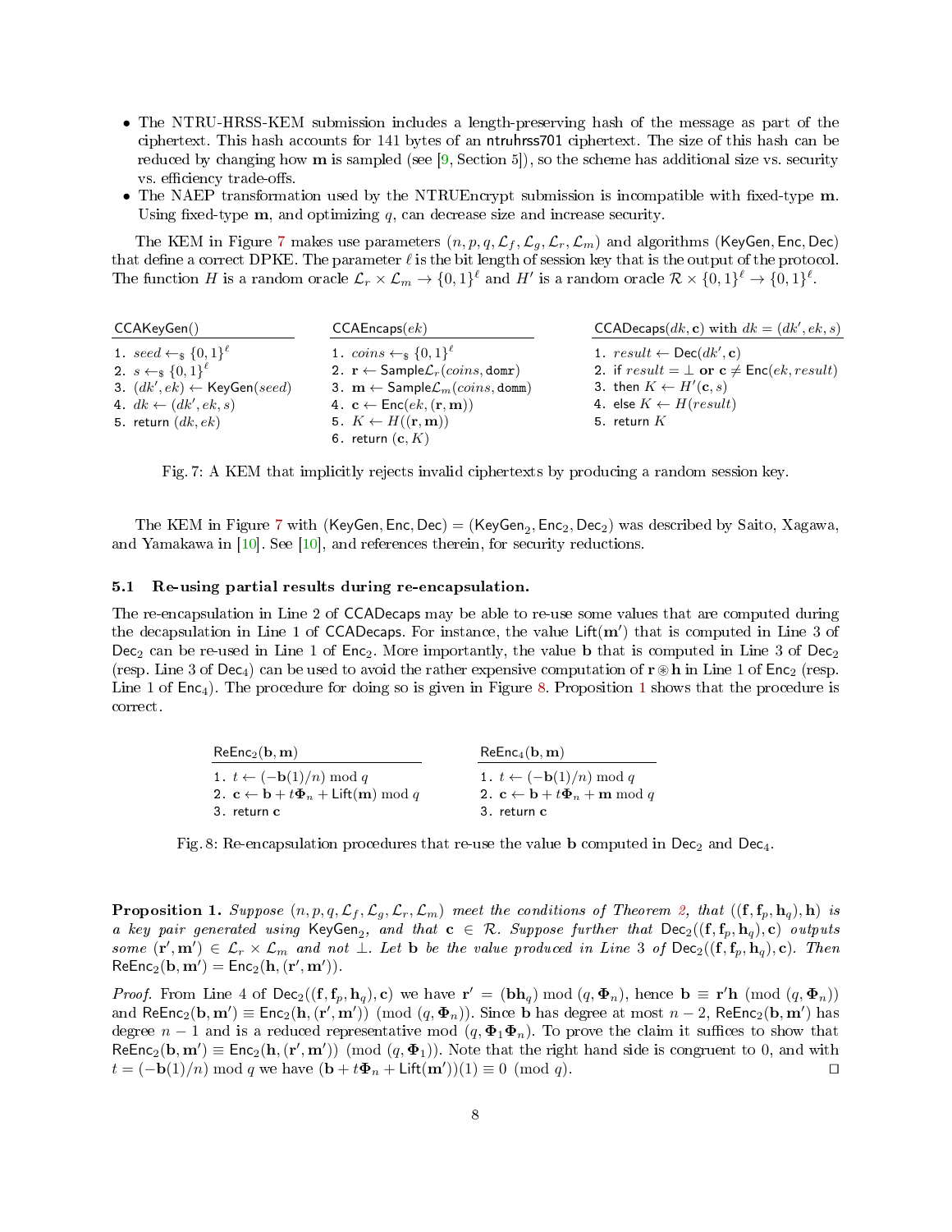- The NTRU-HRSS-KEM submission includes a length-preserving hash of the message as part of the ciphertext. This hash accounts for 141 bytes of an ntruhrss701 ciphertext. The size of this hash can be reduced by changing how $\mathbf{m}$ is sampled (see [9, Section 5]), so the scheme has additional size vs. security vs. efficiency trade-offs.
- The NAEP transformation used by the NTRUEncrypt submission is incompatible with fixed-type $\mathbf{m}$. Using fixed-type $\mathbf{m}$, and optimizing $q$, can decrease size and increase security.

The KEM in Figure 7 makes use parameters $(n, p, q, \mathcal{L}_f, \mathcal{L}_g, \mathcal{L}_r, \mathcal{L}_m)$ and algorithms $(\mathsf{KeyGen}, \mathsf{Enc}, \mathsf{Dec})$ that define a correct DPKE. The parameter $\ell$ is the bit length of session key that is the output of the protocol. The function $H$ is a random oracle $\mathcal{L}_r \times \mathcal{L}_m \to \{0,1\}^\ell$ and $H'$ is a random oracle $\mathcal{R} \times \{0,1\}^\ell \to \{0,1\}^\ell$.

**CCAKeyGen()**

1. $seed \leftarrow_\$ \{0,1\}^\ell$
2. $s \leftarrow_\$ \{0,1\}^\ell$
3. $(dk', ek) \leftarrow \mathsf{KeyGen}(seed)$
4. $dk \leftarrow (dk', ek, s)$
5. return $(dk, ek)$

**CCAEncaps($ek$)**

1. $coins \leftarrow_\$ \{0,1\}^\ell$
2. $\mathbf{r} \leftarrow \mathsf{Sample}\mathcal{L}_r(coins, \mathsf{domr})$
3. $\mathbf{m} \leftarrow \mathsf{Sample}\mathcal{L}_m(coins, \mathsf{domm})$
4. $\mathbf{c} \leftarrow \mathsf{Enc}(ek, (\mathbf{r}, \mathbf{m}))$
5. $K \leftarrow H((\mathbf{r}, \mathbf{m}))$
6. return $(\mathbf{c}, K)$

**CCADecaps($dk, \mathbf{c}$) with $dk = (dk', ek, s)$**

1. $result \leftarrow \mathsf{Dec}(dk', \mathbf{c})$
2. if $result = \bot$ **or** $\mathbf{c} \neq \mathsf{Enc}(ek, result)$
3. then $K \leftarrow H'(\mathbf{c}, s)$
4. else $K \leftarrow H(result)$
5. return $K$

Fig. 7: A KEM that implicitly rejects invalid ciphertexts by producing a random session key.

The KEM in Figure 7 with $(\mathsf{KeyGen}, \mathsf{Enc}, \mathsf{Dec}) = (\mathsf{KeyGen}_2, \mathsf{Enc}_2, \mathsf{Dec}_2)$ was described by Saito, Xagawa, and Yamakawa in [10]. See [10], and references therein, for security reductions.

### 5.1 Re-using partial results during re-encapsulation.

The re-encapsulation in Line 2 of $\mathsf{CCADecaps}$ may be able to re-use some values that are computed during the decapsulation in Line 1 of $\mathsf{CCADecaps}$. For instance, the value $\mathsf{Lift}(\mathbf{m}')$ that is computed in Line 3 of $\mathsf{Dec}_2$ can be re-used in Line 1 of $\mathsf{Enc}_2$. More importantly, the value $\mathbf{b}$ that is computed in Line 3 of $\mathsf{Dec}_2$ (resp. Line 3 of $\mathsf{Dec}_4$) can be used to avoid the rather expensive computation of $\mathbf{r} \circledast \mathbf{h}$ in Line 1 of $\mathsf{Enc}_2$ (resp. Line 1 of $\mathsf{Enc}_4$). The procedure for doing so is given in Figure 8. Proposition 1 shows that the procedure is correct.

**$\mathsf{ReEnc}_2(\mathbf{b}, \mathbf{m})$**

1. $t \leftarrow (-\mathbf{b}(1)/n) \bmod q$
2. $\mathbf{c} \leftarrow \mathbf{b} + t\mathbf{\Phi}_n + \mathsf{Lift}(\mathbf{m}) \bmod q$
3. return $\mathbf{c}$

**$\mathsf{ReEnc}_4(\mathbf{b}, \mathbf{m})$**

1. $t \leftarrow (-\mathbf{b}(1)/n) \bmod q$
2. $\mathbf{c} \leftarrow \mathbf{b} + t\mathbf{\Phi}_n + \mathbf{m} \bmod q$
3. return $\mathbf{c}$

Fig. 8: Re-encapsulation procedures that re-use the value $\mathbf{b}$ computed in $\mathsf{Dec}_2$ and $\mathsf{Dec}_4$.

**Proposition 1.** *Suppose $(n, p, q, \mathcal{L}_f, \mathcal{L}_g, \mathcal{L}_r, \mathcal{L}_m)$ meet the conditions of Theorem 2, that $((\mathbf{f}, \mathbf{f}_p, \mathbf{h}_q), \mathbf{h})$ is a key pair generated using $\mathsf{KeyGen}_2$, and that $\mathbf{c} \in \mathcal{R}$. Suppose further that $\mathsf{Dec}_2((\mathbf{f}, \mathbf{f}_p, \mathbf{h}_q), \mathbf{c})$ outputs some $(\mathbf{r}', \mathbf{m}') \in \mathcal{L}_r \times \mathcal{L}_m$ and not $\bot$. Let $\mathbf{b}$ be the value produced in Line 3 of $\mathsf{Dec}_2((\mathbf{f}, \mathbf{f}_p, \mathbf{h}_q), \mathbf{c})$. Then $\mathsf{ReEnc}_2(\mathbf{b}, \mathbf{m}') = \mathsf{Enc}_2(\mathbf{h}, (\mathbf{r}', \mathbf{m}'))$.*

*Proof.* From Line 4 of $\mathsf{Dec}_2((\mathbf{f}, \mathbf{f}_p, \mathbf{h}_q), \mathbf{c})$ we have $\mathbf{r}' = (\mathbf{b}\mathbf{h}_q) \bmod (q, \mathbf{\Phi}_n)$, hence $\mathbf{b} \equiv \mathbf{r}'\mathbf{h} \pmod{(q, \mathbf{\Phi}_n)}$ and $\mathsf{ReEnc}_2(\mathbf{b}, \mathbf{m}') \equiv \mathsf{Enc}_2(\mathbf{h}, (\mathbf{r}', \mathbf{m}')) \pmod{(q, \mathbf{\Phi}_n)}$. Since $\mathbf{b}$ has degree at most $n-2$, $\mathsf{ReEnc}_2(\mathbf{b}, \mathbf{m}')$ has degree $n-1$ and is a reduced representative mod $(q, \mathbf{\Phi}_1\mathbf{\Phi}_n)$. To prove the claim it suffices to show that $\mathsf{ReEnc}_2(\mathbf{b}, \mathbf{m}') \equiv \mathsf{Enc}_2(\mathbf{h}, (\mathbf{r}', \mathbf{m}')) \pmod{(q, \mathbf{\Phi}_1)}$. Note that the right hand side is congruent to 0, and with $t = (-\mathbf{b}(1)/n) \bmod q$ we have $(\mathbf{b} + t\mathbf{\Phi}_n + \mathsf{Lift}(\mathbf{m}'))(1) \equiv 0 \pmod{q}$. □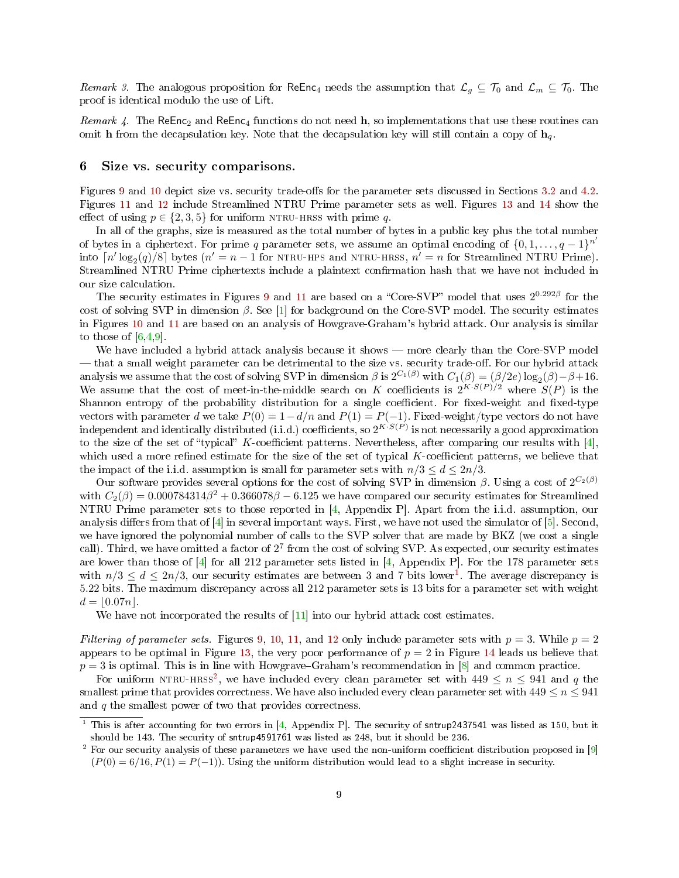*Remark 3.* The analogous proposition for $\mathsf{ReEnc}_4$ needs the assumption that $\mathcal{L}_g \subseteq \mathcal{T}_0$ and $\mathcal{L}_m \subseteq \mathcal{T}_0$. The proof is identical modulo the use of Lift.

*Remark 4.* The $\mathsf{ReEnc}_2$ and $\mathsf{ReEnc}_4$ functions do not need $\mathbf{h}$, so implementations that use these routines can omit $\mathbf{h}$ from the decapsulation key. Note that the decapsulation key will still contain a copy of $\mathbf{h}_q$.

## 6 Size vs. security comparisons.

Figures 9 and 10 depict size vs. security trade-offs for the parameter sets discussed in Sections 3.2 and 4.2. Figures 11 and 12 include Streamlined NTRU Prime parameter sets as well. Figures 13 and 14 show the effect of using $p \in \{2, 3, 5\}$ for uniform NTRU-HRSS with prime $q$.

In all of the graphs, size is measured as the total number of bytes in a public key plus the total number of bytes in a ciphertext. For prime $q$ parameter sets, we assume an optimal encoding of $\{0, 1, \ldots, q-1\}^{n'}$ into $\lceil n' \log_2(q)/8 \rceil$ bytes ($n' = n - 1$ for NTRU-HPS and NTRU-HRSS, $n' = n$ for Streamlined NTRU Prime). Streamlined NTRU Prime ciphertexts include a plaintext confirmation hash that we have not included in our size calculation.

The security estimates in Figures 9 and 11 are based on a "Core-SVP" model that uses $2^{0.292\beta}$ for the cost of solving SVP in dimension $\beta$. See [1] for background on the Core-SVP model. The security estimates in Figures 10 and 11 are based on an analysis of Howgrave-Graham's hybrid attack. Our analysis is similar to those of [6,4,9].

We have included a hybrid attack analysis because it shows — more clearly than the Core-SVP model — that a small weight parameter can be detrimental to the size vs. security trade-off. For our hybrid attack analysis we assume that the cost of solving SVP in dimension $\beta$ is $2^{C_1(\beta)}$ with $C_1(\beta) = (\beta/2e)\log_2(\beta) - \beta + 16$. We assume that the cost of meet-in-the-middle search on $K$ coefficients is $2^{K \cdot S(P)/2}$ where $S(P)$ is the Shannon entropy of the probability distribution for a single coefficient. For fixed-weight and fixed-type vectors with parameter $d$ we take $P(0) = 1 - d/n$ and $P(1) = P(-1)$. Fixed-weight/type vectors do not have independent and identically distributed (i.i.d.) coefficients, so $2^{K \cdot S(P)}$ is not necessarily a good approximation to the size of the set of "typical" $K$-coefficient patterns. Nevertheless, after comparing our results with [4], which used a more refined estimate for the size of the set of typical $K$-coefficient patterns, we believe that the impact of the i.i.d. assumption is small for parameter sets with $n/3 \leq d \leq 2n/3$.

Our software provides several options for the cost of solving SVP in dimension $\beta$. Using a cost of $2^{C_2(\beta)}$ with $C_2(\beta) = 0.000784314\beta^2 + 0.366078\beta - 6.125$ we have compared our security estimates for Streamlined NTRU Prime parameter sets to those reported in [4, Appendix P]. Apart from the i.i.d. assumption, our analysis differs from that of [4] in several important ways. First, we have not used the simulator of [5]. Second, we have ignored the polynomial number of calls to the SVP solver that are made by BKZ (we cost a single call). Third, we have omitted a factor of $2^7$ from the cost of solving SVP. As expected, our security estimates are lower than those of [4] for all 212 parameter sets listed in [4, Appendix P]. For the 178 parameter sets with $n/3 \leq d \leq 2n/3$, our security estimates are between 3 and 7 bits lower[1]. The average discrepancy is 5.22 bits. The maximum discrepancy across all 212 parameter sets is 13 bits for a parameter set with weight $d = \lfloor 0.07n \rfloor$.

We have not incorporated the results of [11] into our hybrid attack cost estimates.

*Filtering of parameter sets.* Figures 9, 10, 11, and 12 only include parameter sets with $p = 3$. While $p = 2$ appears to be optimal in Figure 13, the very poor performance of $p = 2$ in Figure 14 leads us believe that $p = 3$ is optimal. This is in line with Howgrave–Graham's recommendation in [8] and common practice.

For uniform NTRU-HRSS[2], we have included every clean parameter set with $449 \leq n \leq 941$ and $q$ the smallest prime that provides correctness. We have also included every clean parameter set with $449 \leq n \leq 941$ and $q$ the smallest power of two that provides correctness.

---

[1] This is after accounting for two errors in [4, Appendix P]. The security of sntrup2437541 was listed as 150, but it should be 143. The security of sntrup4591761 was listed as 248, but it should be 236.

[2] For our security analysis of these parameters we have used the non-uniform coefficient distribution proposed in [9] ($P(0) = 6/16, P(1) = P(-1)$). Using the uniform distribution would lead to a slight increase in security.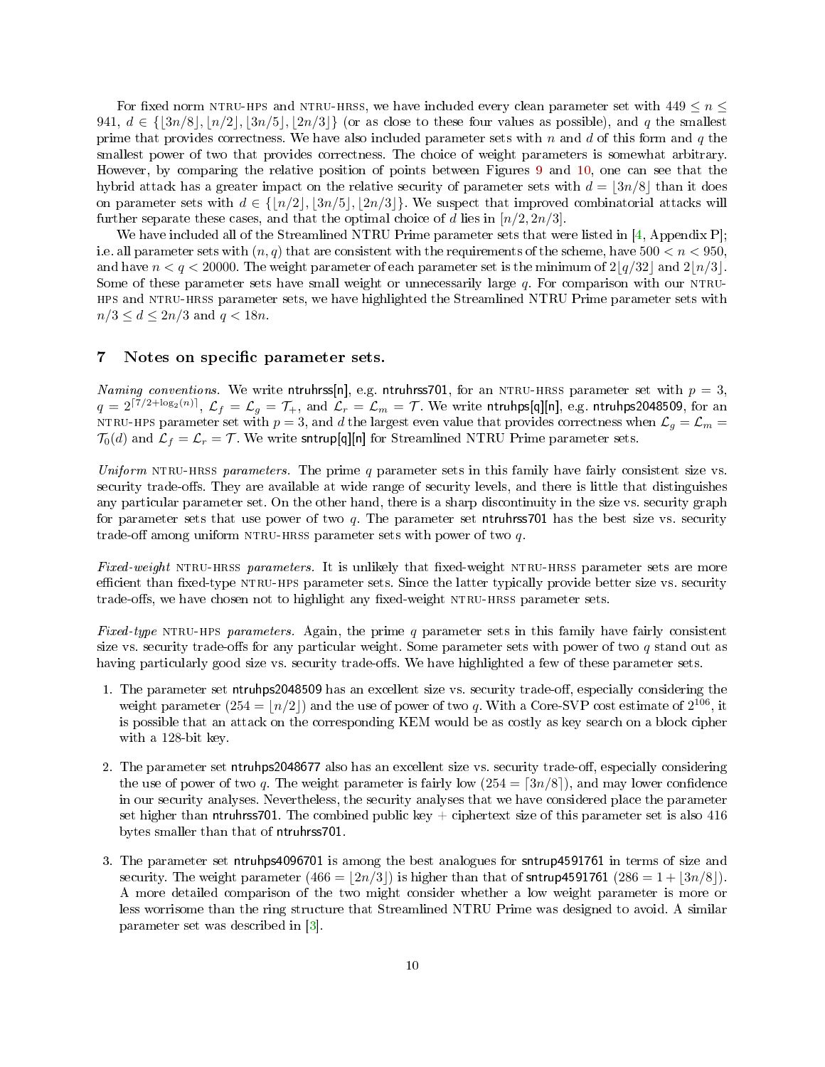For fixed norm NTRU-HPS and NTRU-HRSS, we have included every clean parameter set with $449 \le n \le 941$, $d \in \{\lfloor 3n/8 \rfloor, \lfloor n/2 \rfloor, \lfloor 3n/5 \rfloor, \lfloor 2n/3 \rfloor\}$ (or as close to these four values as possible), and $q$ the smallest prime that provides correctness. We have also included parameter sets with $n$ and $d$ of this form and $q$ the smallest power of two that provides correctness. The choice of weight parameters is somewhat arbitrary. However, by comparing the relative position of points between Figures 9 and 10, one can see that the hybrid attack has a greater impact on the relative security of parameter sets with $d = \lfloor 3n/8 \rfloor$ than it does on parameter sets with $d \in \{\lfloor n/2 \rfloor, \lfloor 3n/5 \rfloor, \lfloor 2n/3 \rfloor\}$. We suspect that improved combinatorial attacks will further separate these cases, and that the optimal choice of $d$ lies in $[n/2, 2n/3]$.

We have included all of the Streamlined NTRU Prime parameter sets that were listed in [4, Appendix P]; i.e. all parameter sets with $(n, q)$ that are consistent with the requirements of the scheme, have $500 < n < 950$, and have $n < q < 20000$. The weight parameter of each parameter set is the minimum of $2\lfloor q/32 \rfloor$ and $2\lfloor n/3 \rfloor$. Some of these parameter sets have small weight or unnecessarily large $q$. For comparison with our NTRU-HPS and NTRU-HRSS parameter sets, we have highlighted the Streamlined NTRU Prime parameter sets with $n/3 \le d \le 2n/3$ and $q < 18n$.

## 7 Notes on specific parameter sets.

*Naming conventions.* We write ntruhrss[n], e.g. ntruhrss701, for an NTRU-HRSS parameter set with $p = 3$, $q = 2^{\lceil 7/2 + \log_2(n) \rceil}$, $\mathcal{L}_f = \mathcal{L}_g = \mathcal{T}_+$, and $\mathcal{L}_r = \mathcal{L}_m = \mathcal{T}$. We write ntruhps[q][n], e.g. ntruhps2048509, for an NTRU-HPS parameter set with $p = 3$, and $d$ the largest even value that provides correctness when $\mathcal{L}_g = \mathcal{L}_m = \mathcal{T}_0(d)$ and $\mathcal{L}_f = \mathcal{L}_r = \mathcal{T}$. We write sntrup[q][n] for Streamlined NTRU Prime parameter sets.

*Uniform* NTRU-HRSS *parameters.* The prime $q$ parameter sets in this family have fairly consistent size vs. security trade-offs. They are available at wide range of security levels, and there is little that distinguishes any particular parameter set. On the other hand, there is a sharp discontinuity in the size vs. security graph for parameter sets that use power of two $q$. The parameter set ntruhrss701 has the best size vs. security trade-off among uniform NTRU-HRSS parameter sets with power of two $q$.

*Fixed-weight* NTRU-HRSS *parameters.* It is unlikely that fixed-weight NTRU-HRSS parameter sets are more efficient than fixed-type NTRU-HPS parameter sets. Since the latter typically provide better size vs. security trade-offs, we have chosen not to highlight any fixed-weight NTRU-HRSS parameter sets.

*Fixed-type* NTRU-HPS *parameters.* Again, the prime $q$ parameter sets in this family have fairly consistent size vs. security trade-offs for any particular weight. Some parameter sets with power of two $q$ stand out as having particularly good size vs. security trade-offs. We have highlighted a few of these parameter sets.

1. The parameter set ntruhps2048509 has an excellent size vs. security trade-off, especially considering the weight parameter ($254 = \lfloor n/2 \rfloor$) and the use of power of two $q$. With a Core-SVP cost estimate of $2^{106}$, it is possible that an attack on the corresponding KEM would be as costly as key search on a block cipher with a 128-bit key.

2. The parameter set ntruhps2048677 also has an excellent size vs. security trade-off, especially considering the use of power of two $q$. The weight parameter is fairly low ($254 = \lceil 3n/8 \rceil$), and may lower confidence in our security analyses. Nevertheless, the security analyses that we have considered place the parameter set higher than ntruhrss701. The combined public key + ciphertext size of this parameter set is also 416 bytes smaller than that of ntruhrss701.

3. The parameter set ntruhps4096701 is among the best analogues for sntrup4591761 in terms of size and security. The weight parameter ($466 = \lfloor 2n/3 \rfloor$) is higher than that of sntrup4591761 ($286 = 1 + \lfloor 3n/8 \rfloor$). A more detailed comparison of the two might consider whether a low weight parameter is more or less worrisome than the ring structure that Streamlined NTRU Prime was designed to avoid. A similar parameter set was described in [3].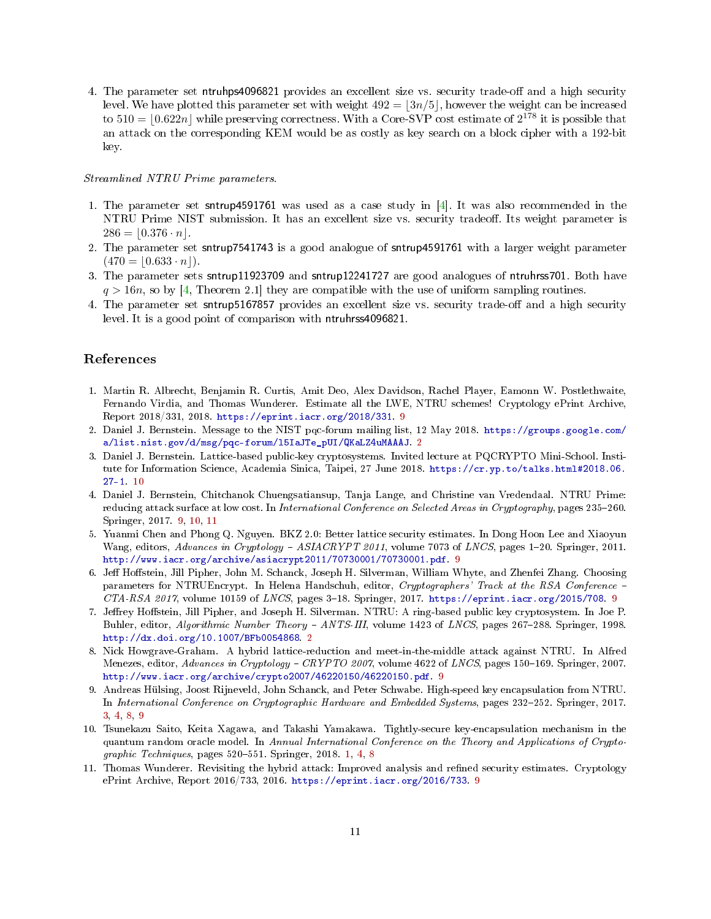4. The parameter set ntruhps4096821 provides an excellent size vs. security trade-off and a high security level. We have plotted this parameter set with weight $492 = \lfloor 3n/5 \rfloor$, however the weight can be increased to $510 = \lfloor 0.622n \rfloor$ while preserving correctness. With a Core-SVP cost estimate of $2^{178}$ it is possible that an attack on the corresponding KEM would be as costly as key search on a block cipher with a 192-bit key.

*Streamlined NTRU Prime parameters.*

1. The parameter set sntrup4591761 was used as a case study in [4]. It was also recommended in the NTRU Prime NIST submission. It has an excellent size vs. security tradeoff. Its weight parameter is $286 = \lfloor 0.376 \cdot n \rfloor$.
2. The parameter set sntrup7541743 is a good analogue of sntrup4591761 with a larger weight parameter ($470 = \lfloor 0.633 \cdot n \rfloor$).
3. The parameter sets sntrup11923709 and sntrup12241727 are good analogues of ntruhrss701. Both have $q > 16n$, so by [4, Theorem 2.1] they are compatible with the use of uniform sampling routines.
4. The parameter set sntrup5167857 provides an excellent size vs. security trade-off and a high security level. It is a good point of comparison with ntruhrss4096821.

## References

1. Martin R. Albrecht, Benjamin R. Curtis, Amit Deo, Alex Davidson, Rachel Player, Eamonn W. Postlethwaite, Fernando Virdia, and Thomas Wunderer. Estimate all the LWE, NTRU schemes! Cryptology ePrint Archive, Report 2018/331, 2018. https://eprint.iacr.org/2018/331. 9
2. Daniel J. Bernstein. Message to the NIST pqc-forum mailing list, 12 May 2018. https://groups.google.com/a/list.nist.gov/d/msg/pqc-forum/l5IaJTe_pUI/QKaLZ4uMAAAJ. 2
3. Daniel J. Bernstein. Lattice-based public-key cryptosystems. Invited lecture at PQCRYPTO Mini-School. Institute for Information Science, Academia Sinica, Taipei, 27 June 2018. https://cr.yp.to/talks.html#2018.06.27-1. 10
4. Daniel J. Bernstein, Chitchanok Chuengsatiansup, Tanja Lange, and Christine van Vredendaal. NTRU Prime: reducing attack surface at low cost. In *International Conference on Selected Areas in Cryptography*, pages 235–260. Springer, 2017. 9, 10, 11
5. Yuanmi Chen and Phong Q. Nguyen. BKZ 2.0: Better lattice security estimates. In Dong Hoon Lee and Xiaoyun Wang, editors, *Advances in Cryptology – ASIACRYPT 2011*, volume 7073 of *LNCS*, pages 1–20. Springer, 2011. http://www.iacr.org/archive/asiacrypt2011/70730001/70730001.pdf. 9
6. Jeff Hoffstein, Jill Pipher, John M. Schanck, Joseph H. Silverman, William Whyte, and Zhenfei Zhang. Choosing parameters for NTRUEncrypt. In Helena Handschuh, editor, *Cryptographers' Track at the RSA Conference – CTA-RSA 2017*, volume 10159 of *LNCS*, pages 3–18. Springer, 2017. https://eprint.iacr.org/2015/708. 9
7. Jeffrey Hoffstein, Jill Pipher, and Joseph H. Silverman. NTRU: A ring-based public key cryptosystem. In Joe P. Buhler, editor, *Algorithmic Number Theory – ANTS-III*, volume 1423 of *LNCS*, pages 267–288. Springer, 1998. http://dx.doi.org/10.1007/BFb0054868. 2
8. Nick Howgrave-Graham. A hybrid lattice-reduction and meet-in-the-middle attack against NTRU. In Alfred Menezes, editor, *Advances in Cryptology – CRYPTO 2007*, volume 4622 of *LNCS*, pages 150–169. Springer, 2007. http://www.iacr.org/archive/crypto2007/46220150/46220150.pdf. 9
9. Andreas Hülsing, Joost Rijneveld, John Schanck, and Peter Schwabe. High-speed key encapsulation from NTRU. In *International Conference on Cryptographic Hardware and Embedded Systems*, pages 232–252. Springer, 2017. 3, 4, 8, 9
10. Tsunekazu Saito, Keita Xagawa, and Takashi Yamakawa. Tightly-secure key-encapsulation mechanism in the quantum random oracle model. In *Annual International Conference on the Theory and Applications of Cryptographic Techniques*, pages 520–551. Springer, 2018. 1, 4, 8
11. Thomas Wunderer. Revisiting the hybrid attack: Improved analysis and refined security estimates. Cryptology ePrint Archive, Report 2016/733, 2016. https://eprint.iacr.org/2016/733. 9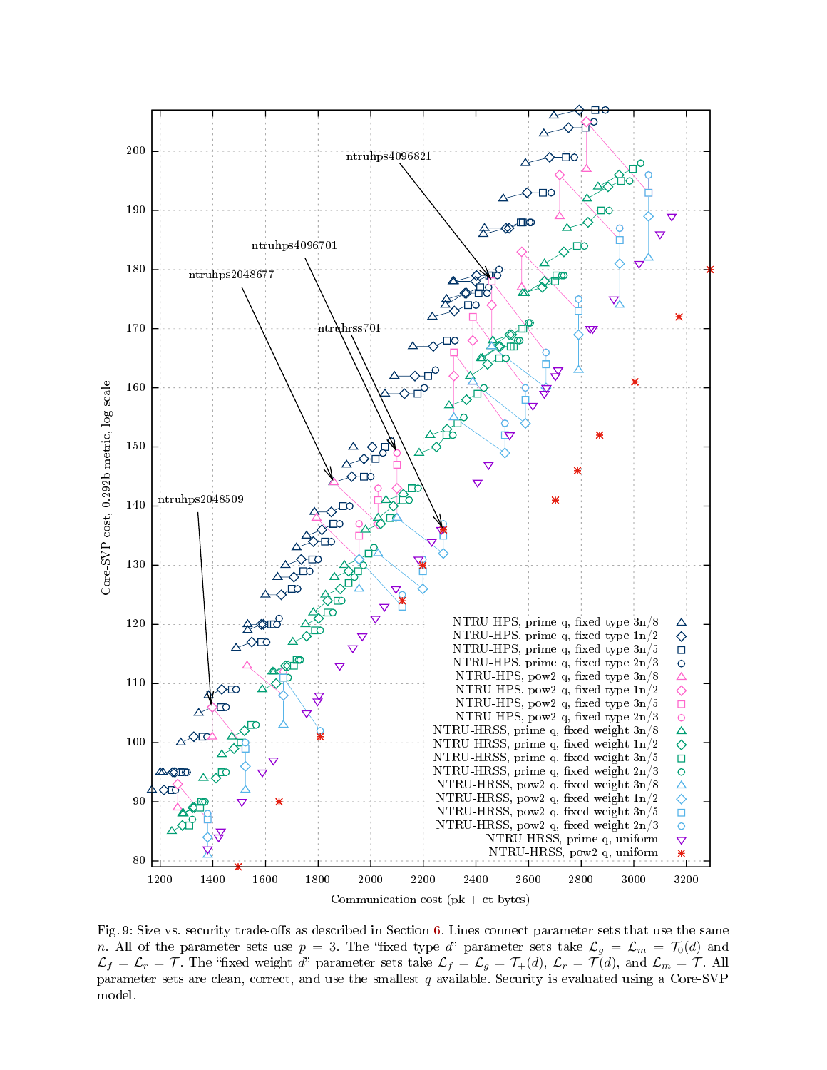Fig. 9: Size vs. security trade-offs as described in Section 6. Lines connect parameter sets that use the same $n$. All of the parameter sets use $p = 3$. The "fixed type $d$" parameter sets take $\mathcal{L}_g = \mathcal{L}_m = \mathcal{T}_0(d)$ and $\mathcal{L}_f = \mathcal{L}_r = \mathcal{T}$. The "fixed weight $d$" parameter sets take $\mathcal{L}_f = \mathcal{L}_g = \mathcal{T}_+(d)$, $\mathcal{L}_r = \mathcal{T}(d)$, and $\mathcal{L}_m = \mathcal{T}$. All parameter sets are clean, correct, and use the smallest $q$ available. Security is evaluated using a Core-SVP model.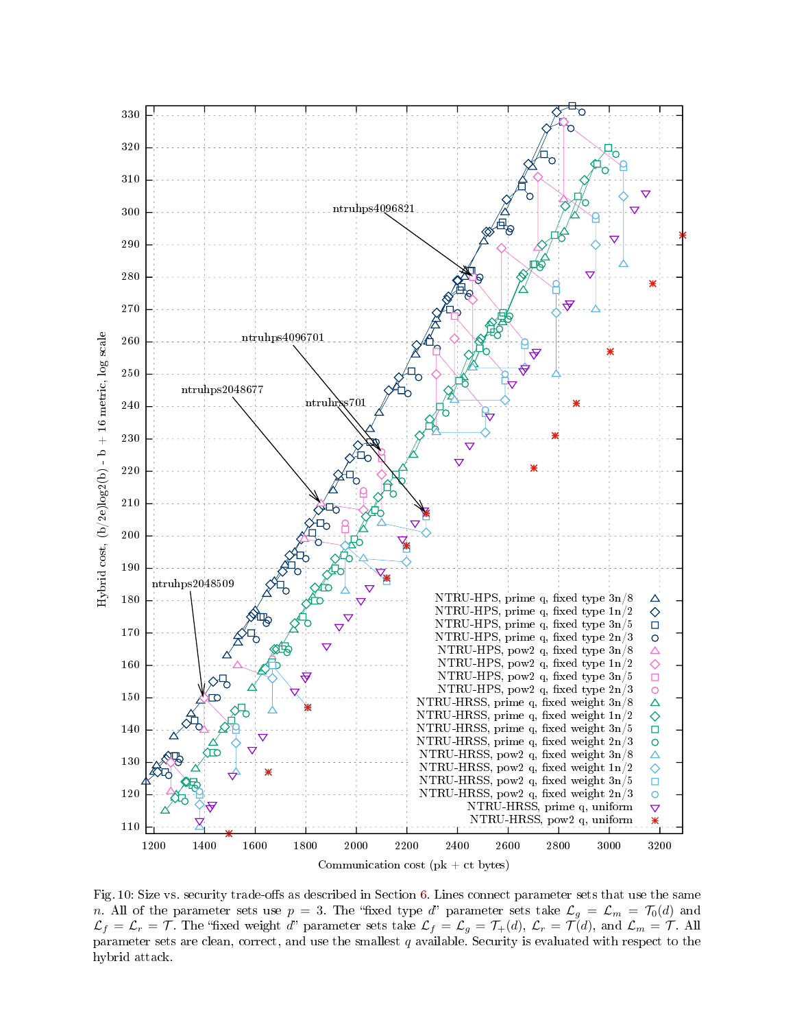Fig. 10: Size vs. security trade-offs as described in Section 6. Lines connect parameter sets that use the same $n$. All of the parameter sets use $p = 3$. The "fixed type $d$" parameter sets take $\mathcal{L}_g = \mathcal{L}_m = \mathcal{T}_0(d)$ and $\mathcal{L}_f = \mathcal{L}_r = \mathcal{T}$. The "fixed weight $d$" parameter sets take $\mathcal{L}_f = \mathcal{L}_g = \mathcal{T}_+(d)$, $\mathcal{L}_r = \mathcal{T}(d)$, and $\mathcal{L}_m = \mathcal{T}$. All parameter sets are clean, correct, and use the smallest $q$ available. Security is evaluated with respect to the hybrid attack.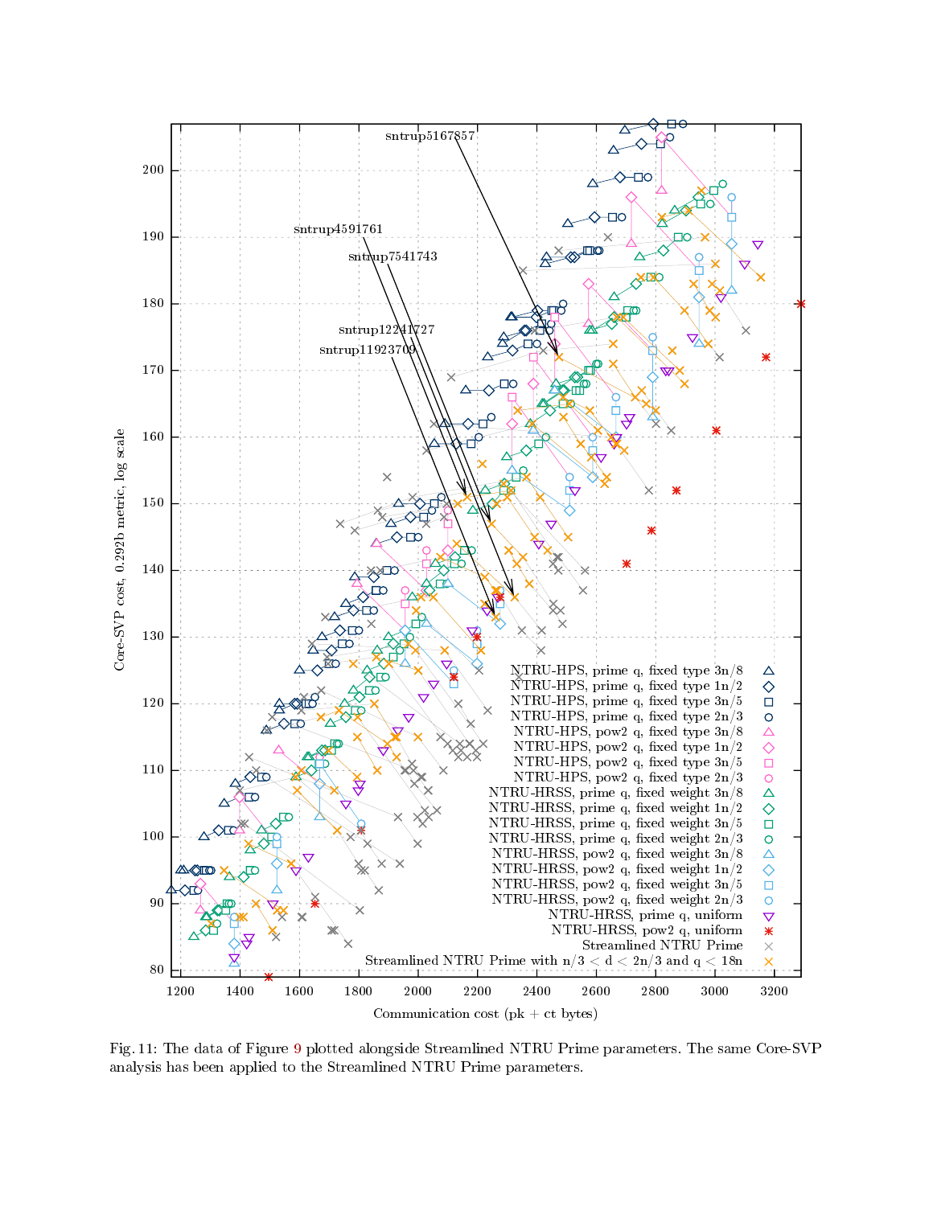Fig. 11: The data of Figure 9 plotted alongside Streamlined NTRU Prime parameters. The same Core-SVP analysis has been applied to the Streamlined NTRU Prime parameters.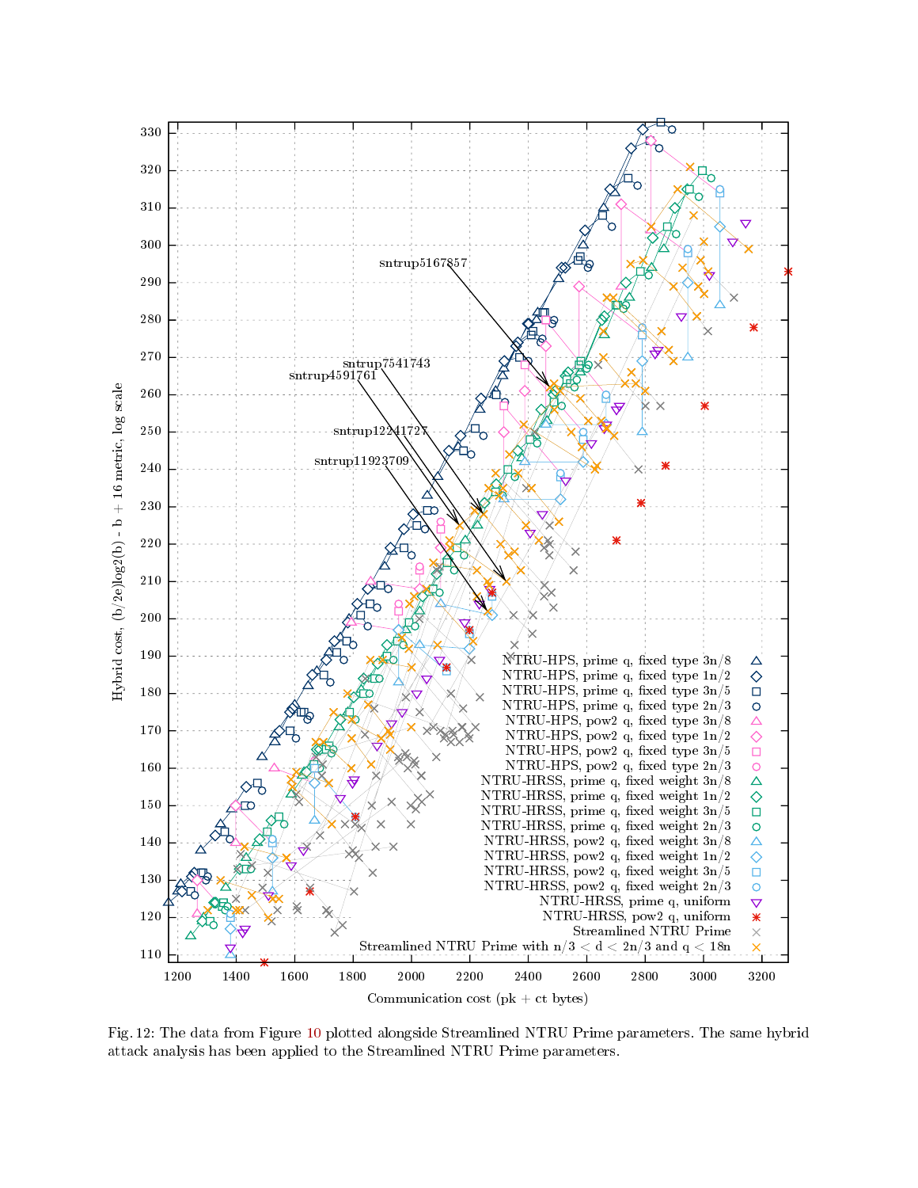Fig. 12: The data from Figure 10 plotted alongside Streamlined NTRU Prime parameters. The same hybrid attack analysis has been applied to the Streamlined NTRU Prime parameters.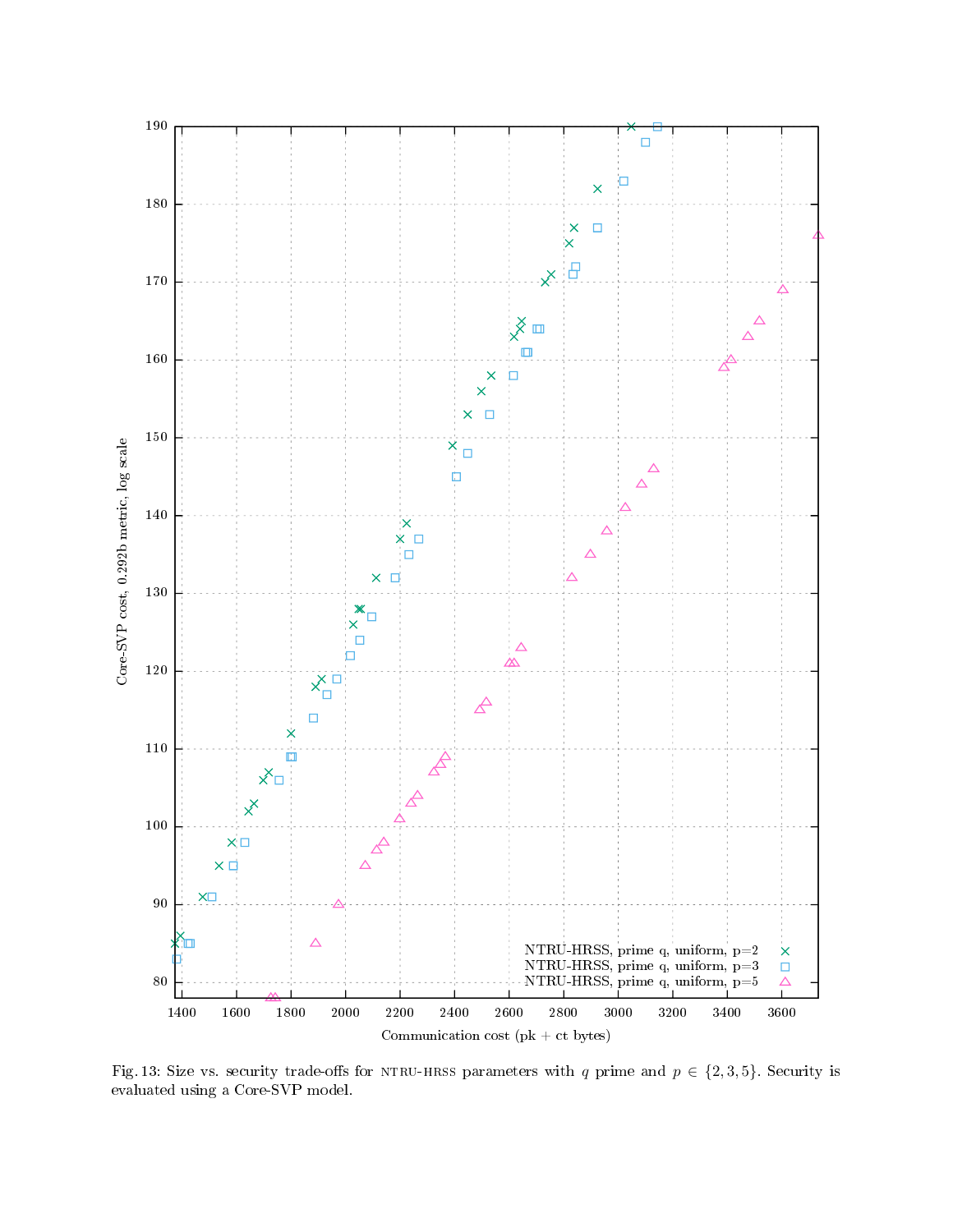Fig. 13: Size vs. security trade-offs for NTRU-HRSS parameters with $q$ prime and $p \in \{2, 3, 5\}$. Security is evaluated using a Core-SVP model.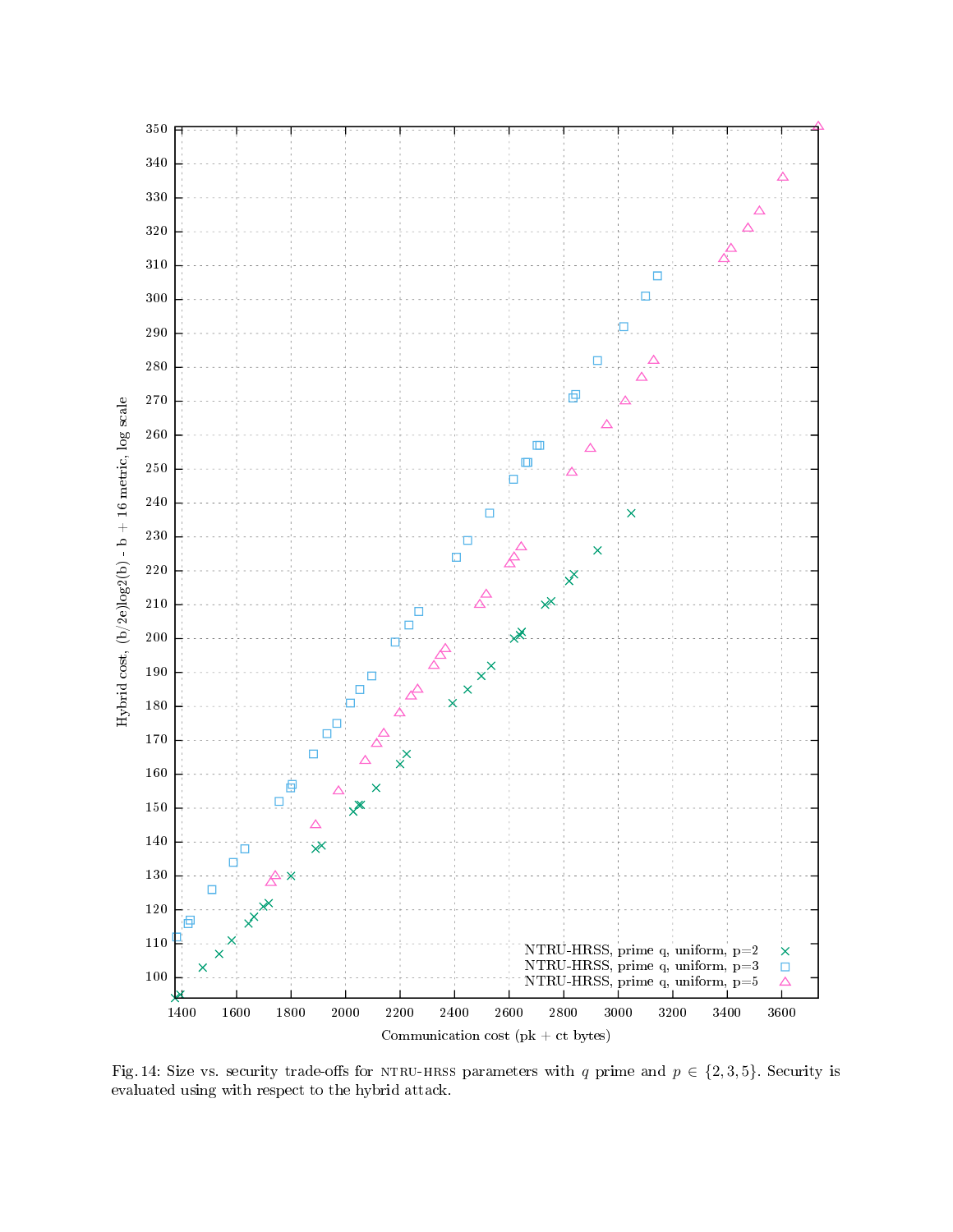Hybrid cost, (b/2e)log2(b) - b + 16 metric, log scale

350
340
330
320
310
300
290
280
270
260
250
240
230
220
210
200
190
180
170
160
150
140
130
120
110
100

1400 1600 1800 2000 2200 2400 2600 2800 3000 3200 3400 3600

Communication cost (pk + ct bytes)

NTRU-HRSS, prime q, uniform, p=2
NTRU-HRSS, prime q, uniform, p=3
NTRU-HRSS, prime q, uniform, p=5

Fig. 14: Size vs. security trade-offs for NTRU-HRSS parameters with $q$ prime and $p \in \{2, 3, 5\}$. Security is evaluated using with respect to the hybrid attack.